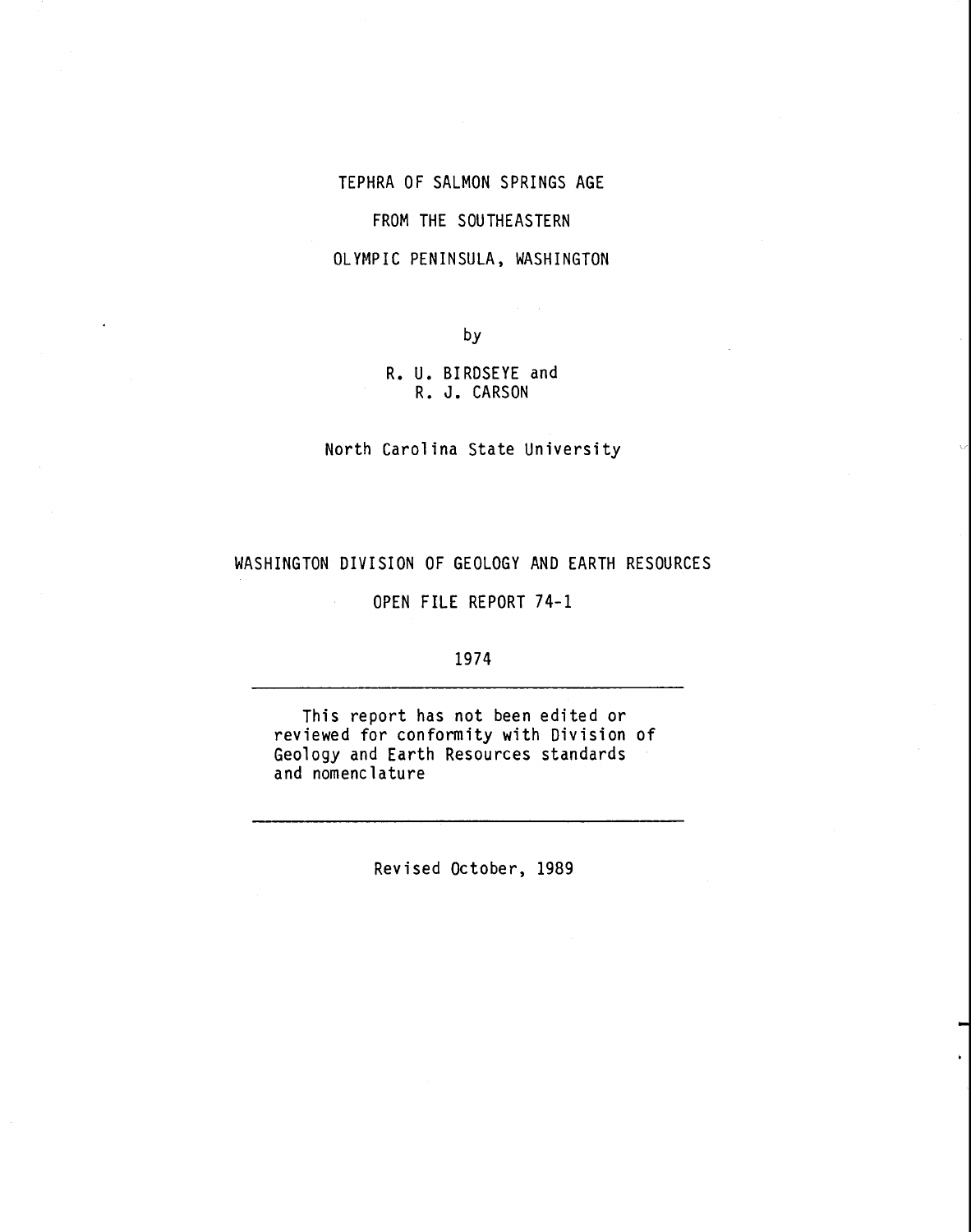# TEPHRA OF SALMON SPRINGS AGE FROM THE SOUTHEASTERN OLYMPIC PENINSULA, WASHINGTON

by

R. U. BIRDSEYE and
R. J. CARSON

North Carolina State University

WASHINGTON DIVISION OF GEOLOGY AND EARTH RESOURCES

OPEN FILE REPORT 74-1

1974

---

This report has not been edited or reviewed for conformity with Division of Geology and Earth Resources standards and nomenclature

---

Revised October, 1989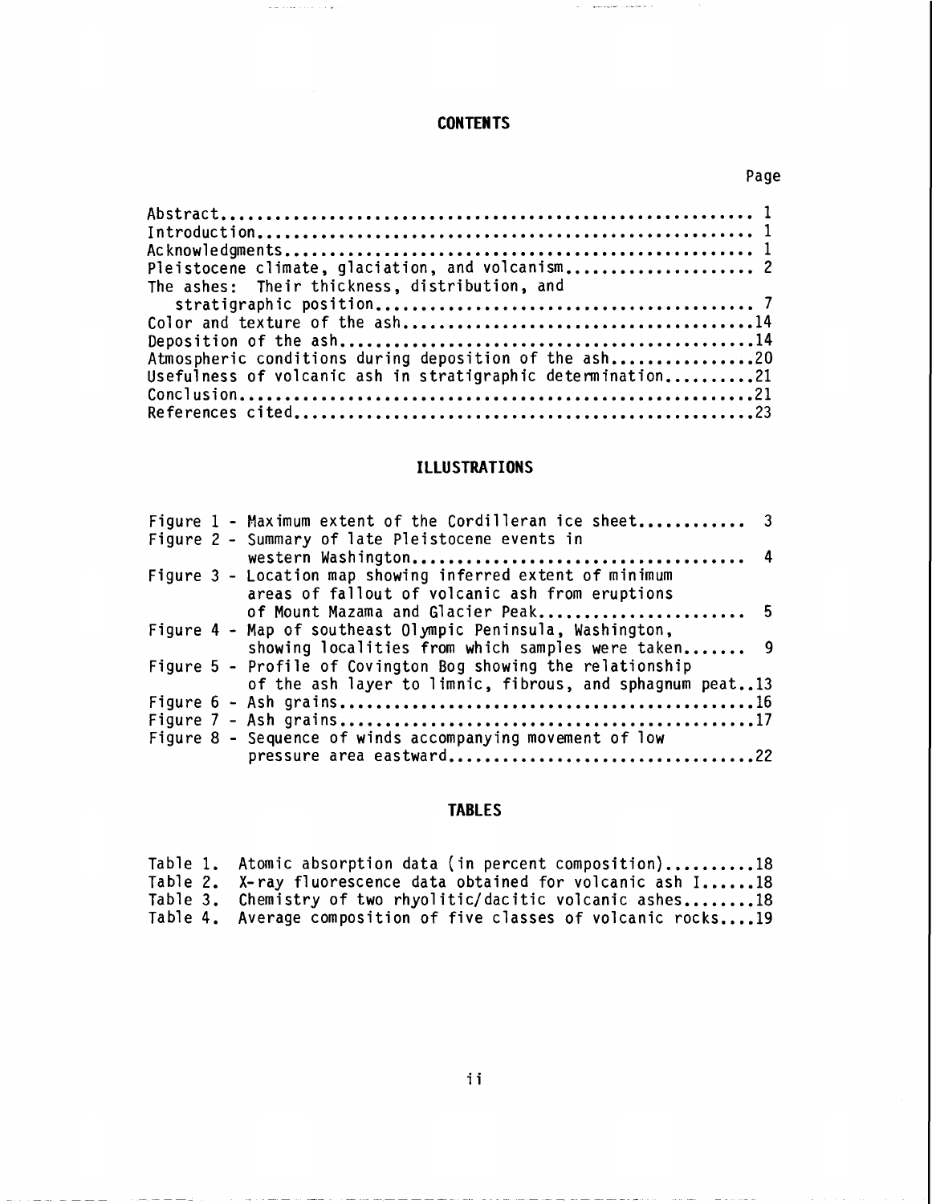## CONTENTS

| | Page |
|---|---|
| Abstract | 1 |
| Introduction | 1 |
| Acknowledgments | 1 |
| Pleistocene climate, glaciation, and volcanism | 2 |
| The ashes: Their thickness, distribution, and stratigraphic position | 7 |
| Color and texture of the ash | 14 |
| Deposition of the ash | 14 |
| Atmospheric conditions during deposition of the ash | 20 |
| Usefulness of volcanic ash in stratigraphic determination | 21 |
| Conclusion | 21 |
| References cited | 23 |

## ILLUSTRATIONS

| | |
|---|---|
| Figure 1 - Maximum extent of the Cordilleran ice sheet | 3 |
| Figure 2 - Summary of late Pleistocene events in western Washington | 4 |
| Figure 3 - Location map showing inferred extent of minimum areas of fallout of volcanic ash from eruptions of Mount Mazama and Glacier Peak | 5 |
| Figure 4 - Map of southeast Olympic Peninsula, Washington, showing localities from which samples were taken | 9 |
| Figure 5 - Profile of Covington Bog showing the relationship of the ash layer to limnic, fibrous, and sphagnum peat | 13 |
| Figure 6 - Ash grains | 16 |
| Figure 7 - Ash grains | 17 |
| Figure 8 - Sequence of winds accompanying movement of low pressure area eastward | 22 |

## TABLES

| | |
|---|---|
| Table 1. Atomic absorption data (in percent composition) | 18 |
| Table 2. X-ray fluorescence data obtained for volcanic ash I | 18 |
| Table 3. Chemistry of two rhyolitic/dacitic volcanic ashes | 18 |
| Table 4. Average composition of five classes of volcanic rocks | 19 |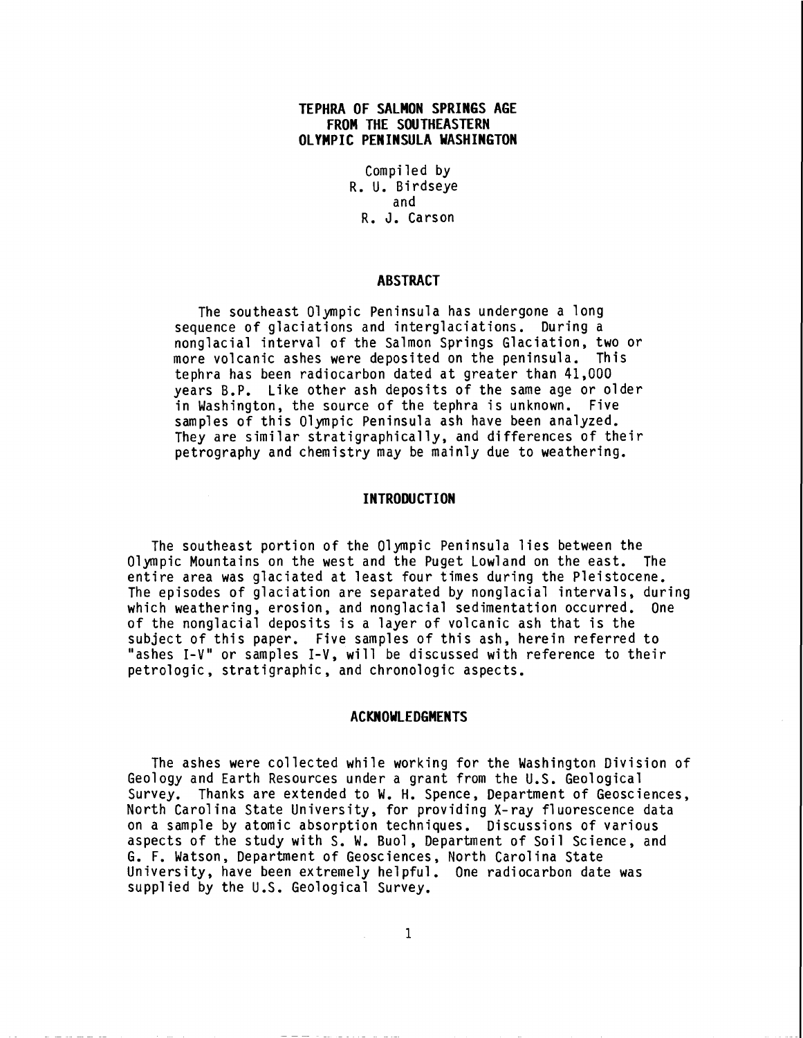# TEPHRA OF SALMON SPRINGS AGE FROM THE SOUTHEASTERN OLYMPIC PENINSULA WASHINGTON

Compiled by
R. U. Birdseye
and
R. J. Carson

## ABSTRACT

The southeast Olympic Peninsula has undergone a long sequence of glaciations and interglaciations. During a nonglacial interval of the Salmon Springs Glaciation, two or more volcanic ashes were deposited on the peninsula. This tephra has been radiocarbon dated at greater than 41,000 years B.P. Like other ash deposits of the same age or older in Washington, the source of the tephra is unknown. Five samples of this Olympic Peninsula ash have been analyzed. They are similar stratigraphically, and differences of their petrography and chemistry may be mainly due to weathering.

## INTRODUCTION

The southeast portion of the Olympic Peninsula lies between the Olympic Mountains on the west and the Puget Lowland on the east. The entire area was glaciated at least four times during the Pleistocene. The episodes of glaciation are separated by nonglacial intervals, during which weathering, erosion, and nonglacial sedimentation occurred. One of the nonglacial deposits is a layer of volcanic ash that is the subject of this paper. Five samples of this ash, herein referred to "ashes I-V" or samples I-V, will be discussed with reference to their petrologic, stratigraphic, and chronologic aspects.

## ACKNOWLEDGMENTS

The ashes were collected while working for the Washington Division of Geology and Earth Resources under a grant from the U.S. Geological Survey. Thanks are extended to W. H. Spence, Department of Geosciences, North Carolina State University, for providing X-ray fluorescence data on a sample by atomic absorption techniques. Discussions of various aspects of the study with S. W. Buol, Department of Soil Science, and G. F. Watson, Department of Geosciences, North Carolina State University, have been extremely helpful. One radiocarbon date was supplied by the U.S. Geological Survey.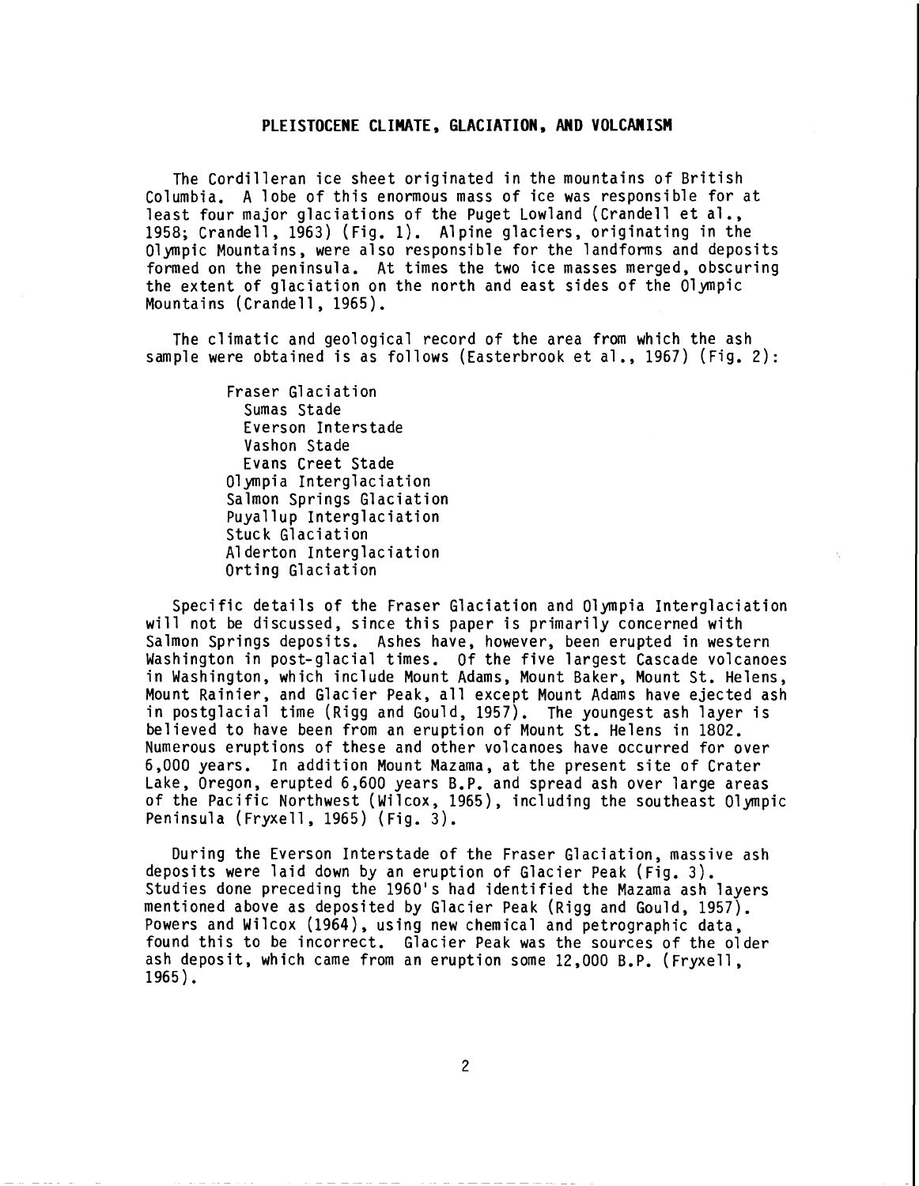## PLEISTOCENE CLIMATE, GLACIATION, AND VOLCANISM

The Cordilleran ice sheet originated in the mountains of British Columbia. A lobe of this enormous mass of ice was responsible for at least four major glaciations of the Puget Lowland (Crandell et al., 1958; Crandell, 1963) (Fig. 1). Alpine glaciers, originating in the Olympic Mountains, were also responsible for the landforms and deposits formed on the peninsula. At times the two ice masses merged, obscuring the extent of glaciation on the north and east sides of the Olympic Mountains (Crandell, 1965).

The climatic and geological record of the area from which the ash sample were obtained is as follows (Easterbrook et al., 1967) (Fig. 2):

- Fraser Glaciation
  - Sumas Stade
  - Everson Interstade
  - Vashon Stade
  - Evans Creet Stade
- Olympia Interglaciation
- Salmon Springs Glaciation
- Puyallup Interglaciation
- Stuck Glaciation
- Alderton Interglaciation
- Orting Glaciation

Specific details of the Fraser Glaciation and Olympia Interglaciation will not be discussed, since this paper is primarily concerned with Salmon Springs deposits. Ashes have, however, been erupted in western Washington in post-glacial times. Of the five largest Cascade volcanoes in Washington, which include Mount Adams, Mount Baker, Mount St. Helens, Mount Rainier, and Glacier Peak, all except Mount Adams have ejected ash in postglacial time (Rigg and Gould, 1957). The youngest ash layer is believed to have been from an eruption of Mount St. Helens in 1802. Numerous eruptions of these and other volcanoes have occurred for over 6,000 years. In addition Mount Mazama, at the present site of Crater Lake, Oregon, erupted 6,600 years B.P. and spread ash over large areas of the Pacific Northwest (Wilcox, 1965), including the southeast Olympic Peninsula (Fryxell, 1965) (Fig. 3).

During the Everson Interstade of the Fraser Glaciation, massive ash deposits were laid down by an eruption of Glacier Peak (Fig. 3). Studies done preceding the 1960's had identified the Mazama ash layers mentioned above as deposited by Glacier Peak (Rigg and Gould, 1957). Powers and Wilcox (1964), using new chemical and petrographic data, found this to be incorrect. Glacier Peak was the sources of the older ash deposit, which came from an eruption some 12,000 B.P. (Fryxell, 1965).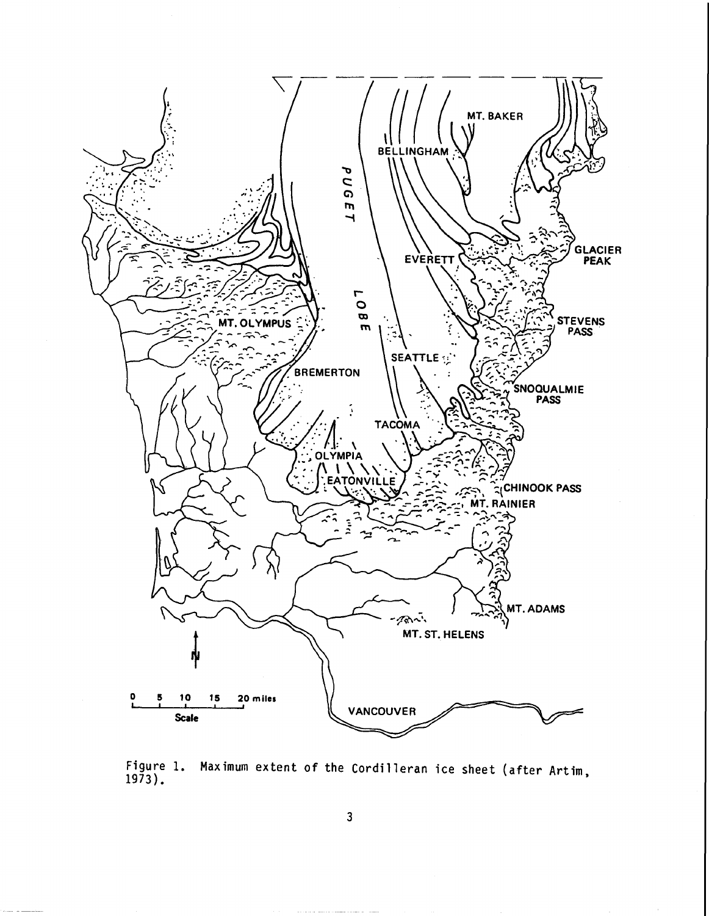Figure 1. Maximum extent of the Cordilleran ice sheet (after Artim, 1973).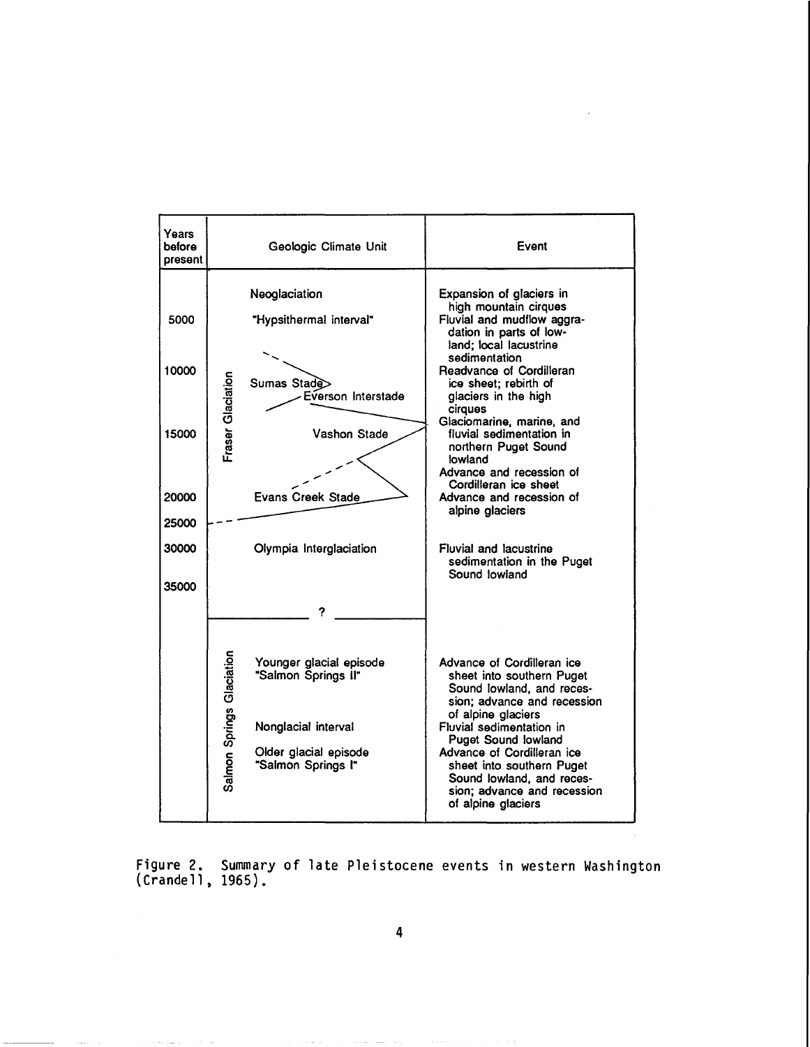| Years before present | | Geologic Climate Unit | Event |
|---|---|---|---|
| | Fraser Glaciation | Neoglaciation | Expansion of glaciers in high mountain cirques |
| 5000 | | "Hypsithermal interval" | Fluvial and mudflow aggradation in parts of lowland; local lacustrine sedimentation |
| 10000 | | Sumas Stade | Readvance of Cordilleran ice sheet; rebirth of glaciers in the high cirques |
| | | Everson Interstade | Glaciomarine, marine, and fluvial sedimentation in northern Puget Sound lowland |
| 15000 | | Vashon Stade | Advance and recession of Cordilleran ice sheet |
| 20000 | | Evans Creek Stade | Advance and recession of alpine glaciers |
| 25000 | | | |
| 30000 | | Olympia Interglaciation | Fluvial and lacustrine sedimentation in the Puget Sound lowland |
| 35000 | | | |
| | | ? | |
| | Salmon Springs Glaciation | Younger glacial episode "Salmon Springs II" | Advance of Cordilleran ice sheet into southern Puget Sound lowland, and recession; advance and recession of alpine glaciers |
| | | Nonglacial interval | Fluvial sedimentation in Puget Sound lowland |
| | | Older glacial episode "Salmon Springs I" | Advance of Cordilleran ice sheet into southern Puget Sound lowland, and recession; advance and recession of alpine glaciers |

Figure 2. Summary of late Pleistocene events in western Washington (Crandell, 1965).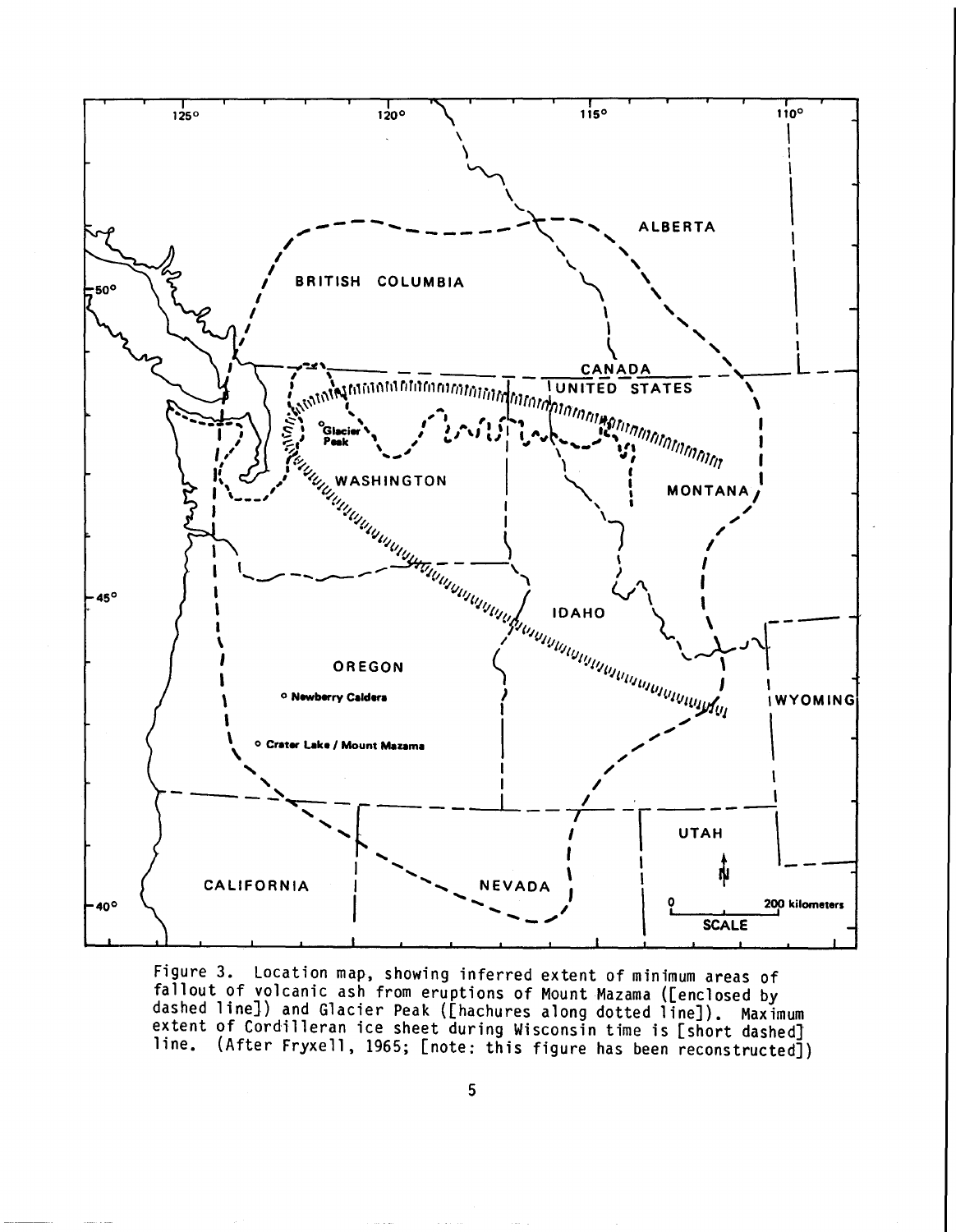Figure 3. Location map, showing inferred extent of minimum areas of fallout of volcanic ash from eruptions of Mount Mazama ([enclosed by dashed line]) and Glacier Peak ([hachures along dotted line]). Maximum extent of Cordilleran ice sheet during Wisconsin time is [short dashed] line. (After Fryxell, 1965; [note: this figure has been reconstructed])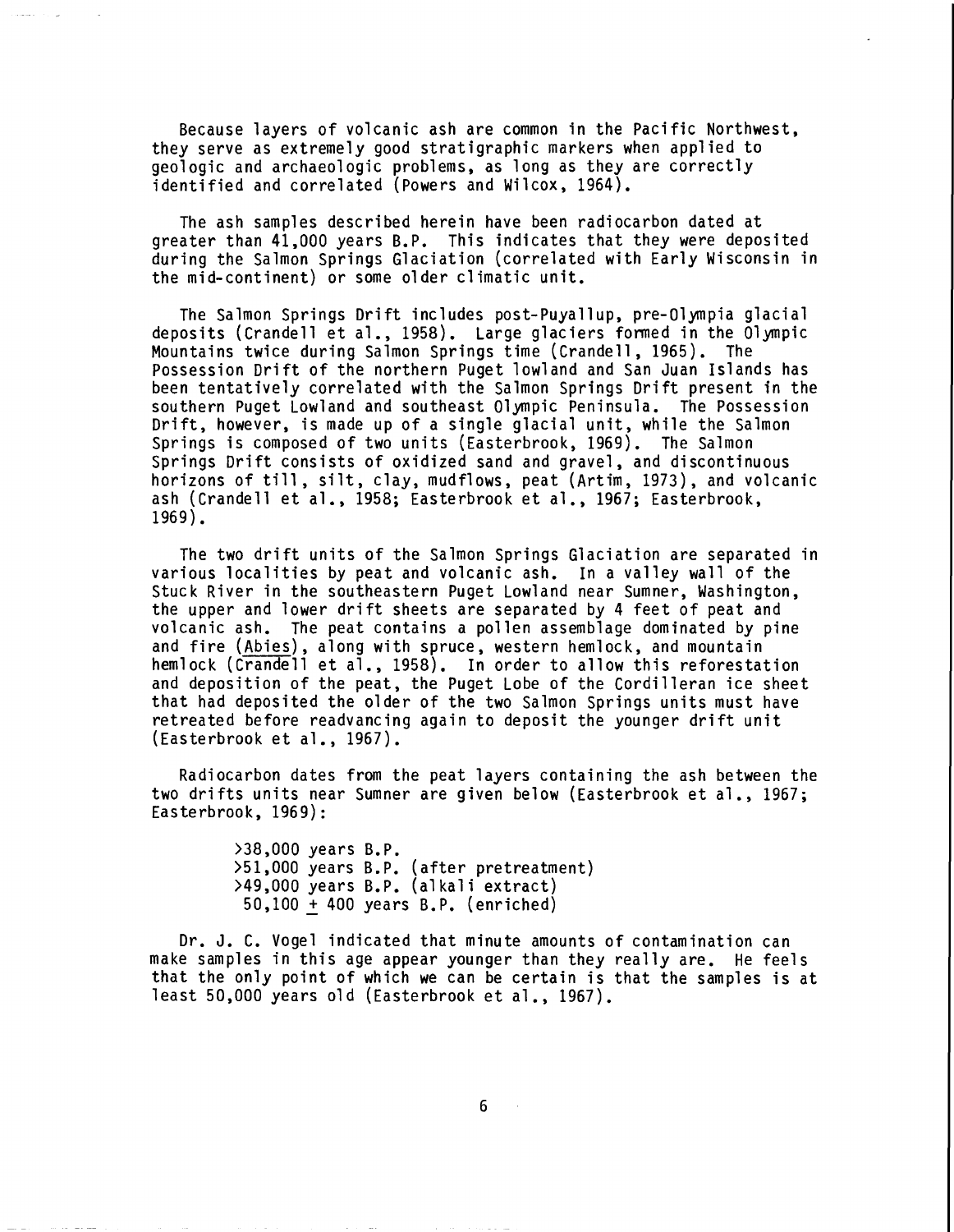Because layers of volcanic ash are common in the Pacific Northwest, they serve as extremely good stratigraphic markers when applied to geologic and archaeologic problems, as long as they are correctly identified and correlated (Powers and Wilcox, 1964).

The ash samples described herein have been radiocarbon dated at greater than 41,000 years B.P. This indicates that they were deposited during the Salmon Springs Glaciation (correlated with Early Wisconsin in the mid-continent) or some older climatic unit.

The Salmon Springs Drift includes post-Puyallup, pre-Olympia glacial deposits (Crandell et al., 1958). Large glaciers formed in the Olympic Mountains twice during Salmon Springs time (Crandell, 1965). The Possession Drift of the northern Puget lowland and San Juan Islands has been tentatively correlated with the Salmon Springs Drift present in the southern Puget Lowland and southeast Olympic Peninsula. The Possession Drift, however, is made up of a single glacial unit, while the Salmon Springs is composed of two units (Easterbrook, 1969). The Salmon Springs Drift consists of oxidized sand and gravel, and discontinuous horizons of till, silt, clay, mudflows, peat (Artim, 1973), and volcanic ash (Crandell et al., 1958; Easterbrook et al., 1967; Easterbrook, 1969).

The two drift units of the Salmon Springs Glaciation are separated in various localities by peat and volcanic ash. In a valley wall of the Stuck River in the southeastern Puget Lowland near Sumner, Washington, the upper and lower drift sheets are separated by 4 feet of peat and volcanic ash. The peat contains a pollen assemblage dominated by pine and fire (Abies), along with spruce, western hemlock, and mountain hemlock (Crandell et al., 1958). In order to allow this reforestation and deposition of the peat, the Puget Lobe of the Cordilleran ice sheet that had deposited the older of the two Salmon Springs units must have retreated before readvancing again to deposit the younger drift unit (Easterbrook et al., 1967).

Radiocarbon dates from the peat layers containing the ash between the two drifts units near Sumner are given below (Easterbrook et al., 1967; Easterbrook, 1969):

>38,000 years B.P.
>51,000 years B.P. (after pretreatment)
>49,000 years B.P. (alkali extract)
50,100 ± 400 years B.P. (enriched)

Dr. J. C. Vogel indicated that minute amounts of contamination can make samples in this age appear younger than they really are. He feels that the only point of which we can be certain is that the samples is at least 50,000 years old (Easterbrook et al., 1967).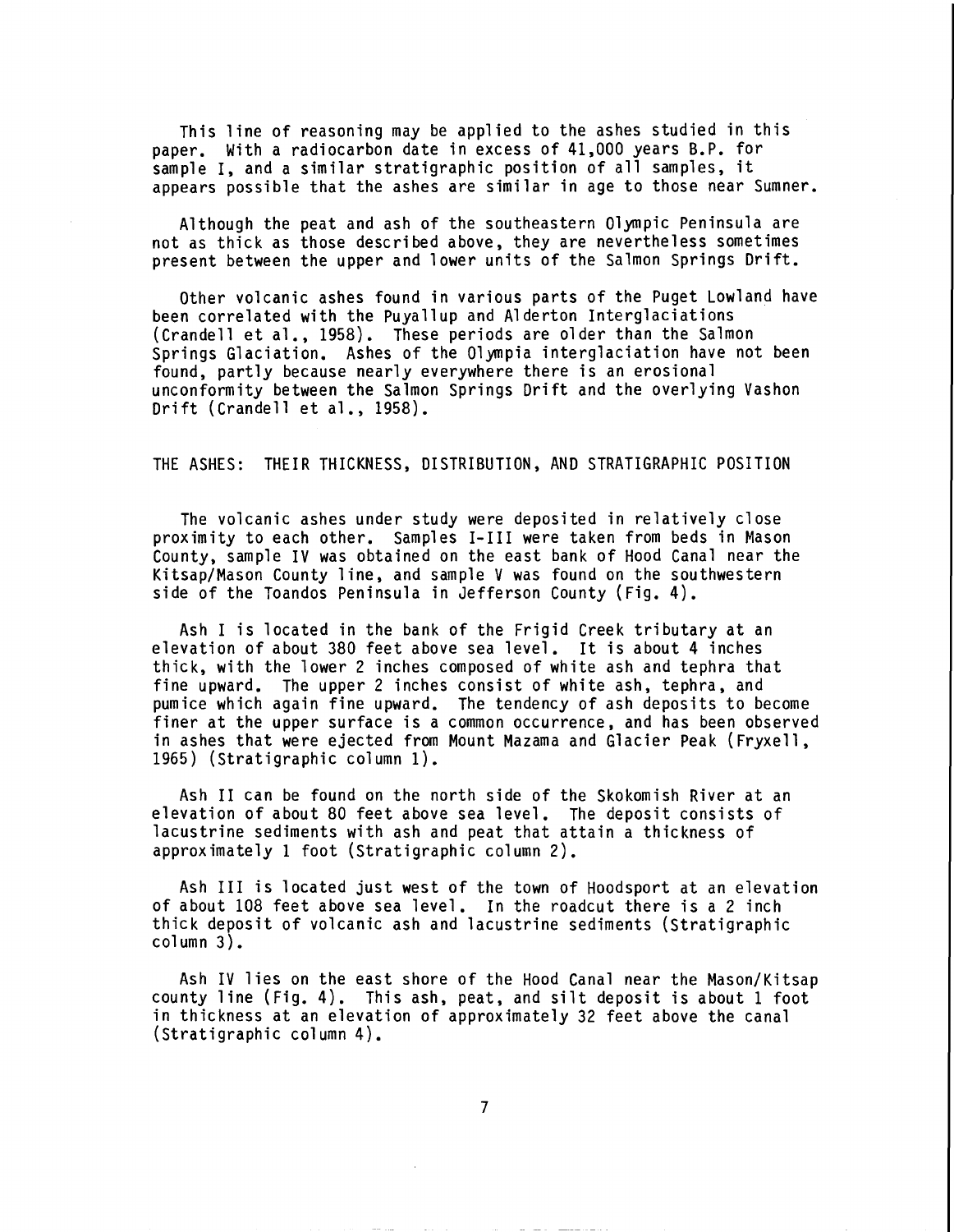This line of reasoning may be applied to the ashes studied in this paper. With a radiocarbon date in excess of 41,000 years B.P. for sample I, and a similar stratigraphic position of all samples, it appears possible that the ashes are similar in age to those near Sumner.

Although the peat and ash of the southeastern Olympic Peninsula are not as thick as those described above, they are nevertheless sometimes present between the upper and lower units of the Salmon Springs Drift.

Other volcanic ashes found in various parts of the Puget Lowland have been correlated with the Puyallup and Alderton Interglaciations (Crandell et al., 1958). These periods are older than the Salmon Springs Glaciation. Ashes of the Olympia interglaciation have not been found, partly because nearly everywhere there is an erosional unconformity between the Salmon Springs Drift and the overlying Vashon Drift (Crandell et al., 1958).

## THE ASHES: THEIR THICKNESS, DISTRIBUTION, AND STRATIGRAPHIC POSITION

The volcanic ashes under study were deposited in relatively close proximity to each other. Samples I-III were taken from beds in Mason County, sample IV was obtained on the east bank of Hood Canal near the Kitsap/Mason County line, and sample V was found on the southwestern side of the Toandos Peninsula in Jefferson County (Fig. 4).

Ash I is located in the bank of the Frigid Creek tributary at an elevation of about 380 feet above sea level. It is about 4 inches thick, with the lower 2 inches composed of white ash and tephra that fine upward. The upper 2 inches consist of white ash, tephra, and pumice which again fine upward. The tendency of ash deposits to become finer at the upper surface is a common occurrence, and has been observed in ashes that were ejected from Mount Mazama and Glacier Peak (Fryxell, 1965) (Stratigraphic column 1).

Ash II can be found on the north side of the Skokomish River at an elevation of about 80 feet above sea level. The deposit consists of lacustrine sediments with ash and peat that attain a thickness of approximately 1 foot (Stratigraphic column 2).

Ash III is located just west of the town of Hoodsport at an elevation of about 108 feet above sea level. In the roadcut there is a 2 inch thick deposit of volcanic ash and lacustrine sediments (Stratigraphic column 3).

Ash IV lies on the east shore of the Hood Canal near the Mason/Kitsap county line (Fig. 4). This ash, peat, and silt deposit is about 1 foot in thickness at an elevation of approximately 32 feet above the canal (Stratigraphic column 4).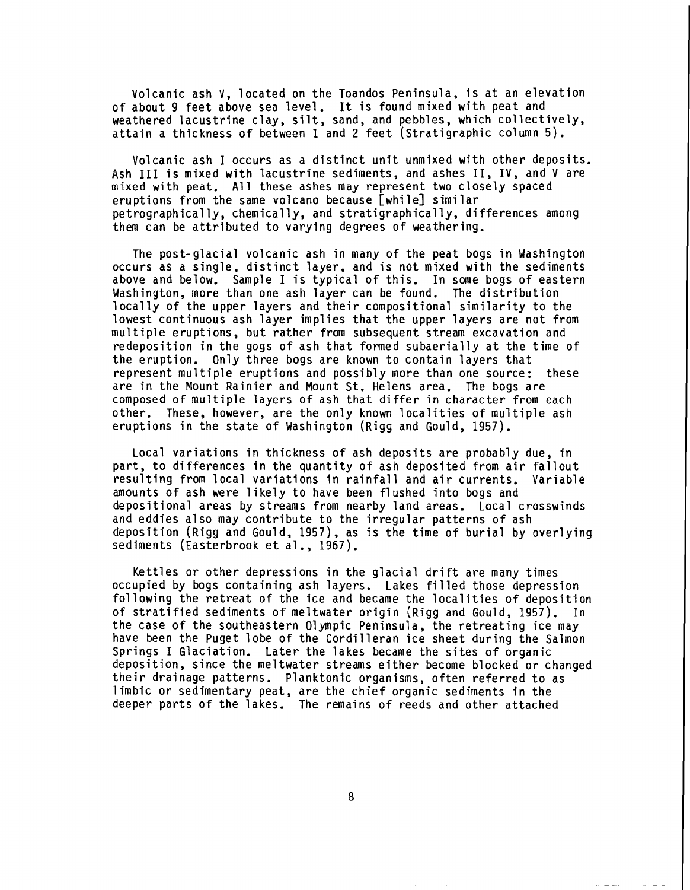Volcanic ash V, located on the Toandos Peninsula, is at an elevation of about 9 feet above sea level. It is found mixed with peat and weathered lacustrine clay, silt, sand, and pebbles, which collectively, attain a thickness of between 1 and 2 feet (Stratigraphic column 5).

Volcanic ash I occurs as a distinct unit unmixed with other deposits. Ash III is mixed with lacustrine sediments, and ashes II, IV, and V are mixed with peat. All these ashes may represent two closely spaced eruptions from the same volcano because [while] similar petrographically, chemically, and stratigraphically, differences among them can be attributed to varying degrees of weathering.

The post-glacial volcanic ash in many of the peat bogs in Washington occurs as a single, distinct layer, and is not mixed with the sediments above and below. Sample I is typical of this. In some bogs of eastern Washington, more than one ash layer can be found. The distribution locally of the upper layers and their compositional similarity to the lowest continuous ash layer implies that the upper layers are not from multiple eruptions, but rather from subsequent stream excavation and redeposition in the gogs of ash that formed subaerially at the time of the eruption. Only three bogs are known to contain layers that represent multiple eruptions and possibly more than one source: these are in the Mount Rainier and Mount St. Helens area. The bogs are composed of multiple layers of ash that differ in character from each other. These, however, are the only known localities of multiple ash eruptions in the state of Washington (Rigg and Gould, 1957).

Local variations in thickness of ash deposits are probably due, in part, to differences in the quantity of ash deposited from air fallout resulting from local variations in rainfall and air currents. Variable amounts of ash were likely to have been flushed into bogs and depositional areas by streams from nearby land areas. Local crosswinds and eddies also may contribute to the irregular patterns of ash deposition (Rigg and Gould, 1957), as is the time of burial by overlying sediments (Easterbrook et al., 1967).

Kettles or other depressions in the glacial drift are many times occupied by bogs containing ash layers. Lakes filled those depression following the retreat of the ice and became the localities of deposition of stratified sediments of meltwater origin (Rigg and Gould, 1957). In the case of the southeastern Olympic Peninsula, the retreating ice may have been the Puget lobe of the Cordilleran ice sheet during the Salmon Springs I Glaciation. Later the lakes became the sites of organic deposition, since the meltwater streams either become blocked or changed their drainage patterns. Planktonic organisms, often referred to as limbic or sedimentary peat, are the chief organic sediments in the deeper parts of the lakes. The remains of reeds and other attached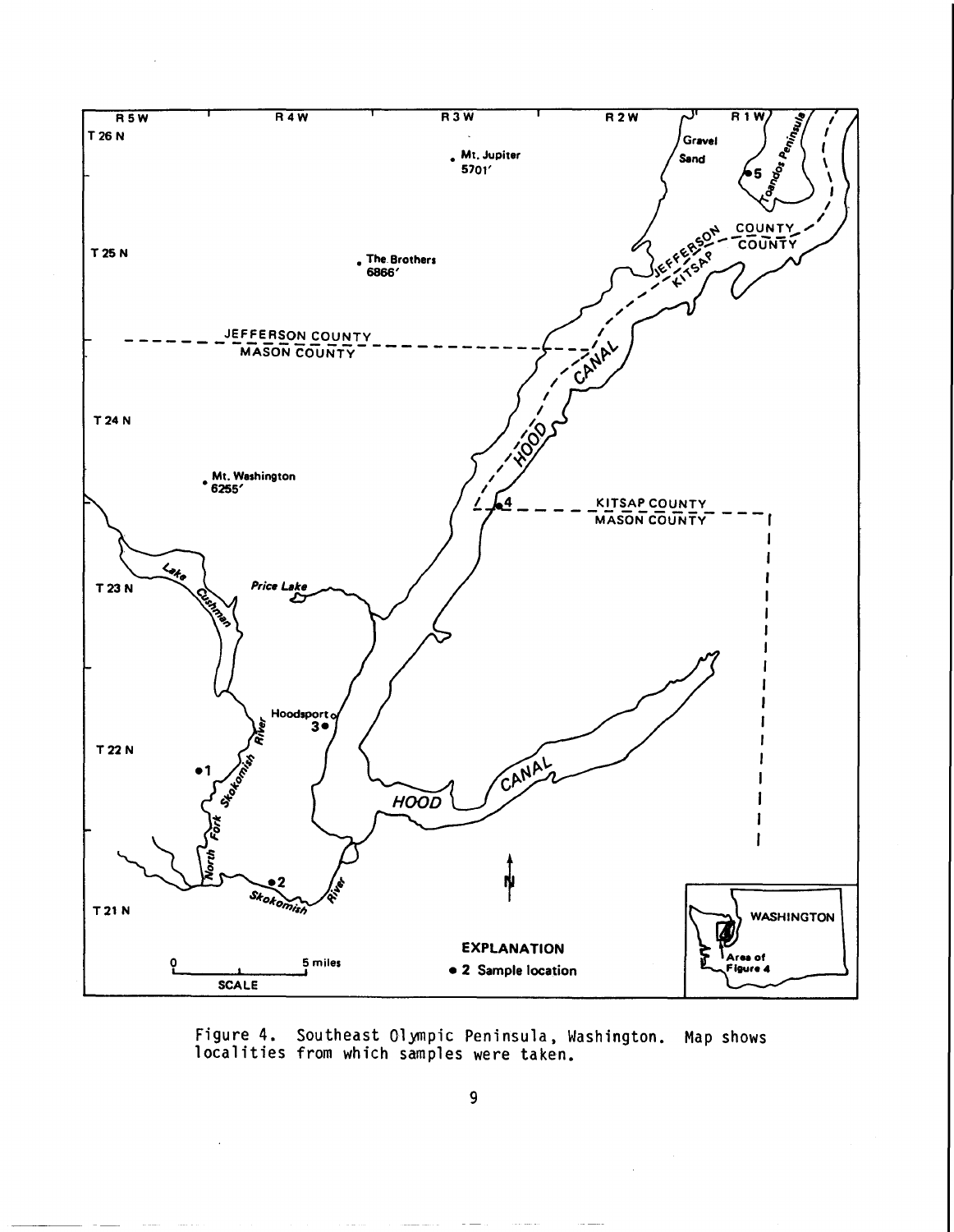Figure 4. Southeast Olympic Peninsula, Washington. Map shows localities from which samples were taken.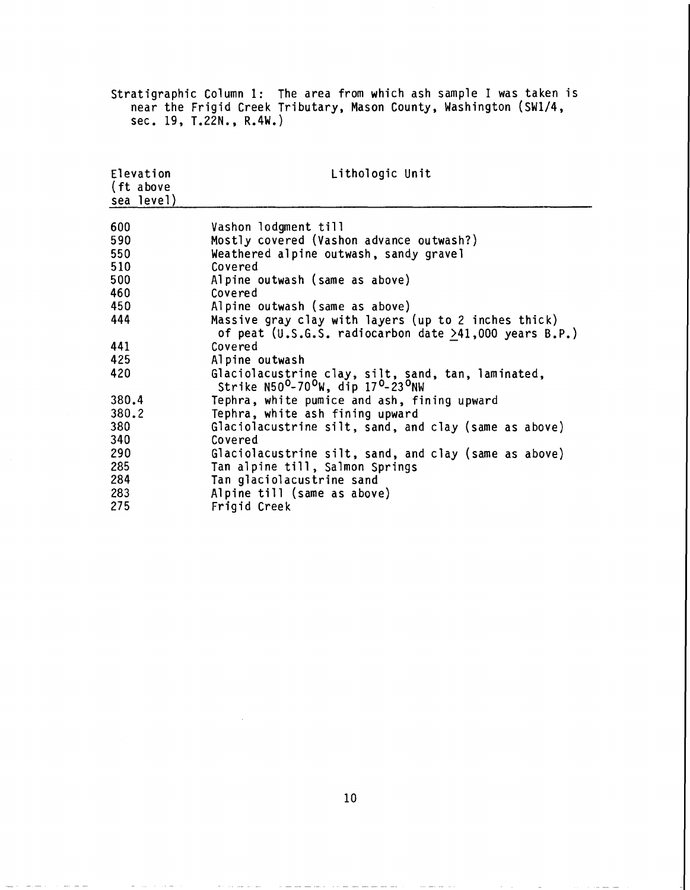Stratigraphic Column 1: The area from which ash sample I was taken is near the Frigid Creek Tributary, Mason County, Washington (SW1/4, sec. 19, T.22N., R.4W.)

| Elevation (ft above sea level) | Lithologic Unit |
|---|---|
| 600 | Vashon lodgment till |
| 590 | Mostly covered (Vashon advance outwash?) |
| 550 | Weathered alpine outwash, sandy gravel |
| 510 | Covered |
| 500 | Alpine outwash (same as above) |
| 460 | Covered |
| 450 | Alpine outwash (same as above) |
| 444 | Massive gray clay with layers (up to 2 inches thick) of peat (U.S.G.S. radiocarbon date $\geq$41,000 years B.P.) |
| 441 | Covered |
| 425 | Alpine outwash |
| 420 | Glaciolacustrine clay, silt, sand, tan, laminated, Strike N50°-70°W, dip 17°-23°NW |
| 380.4 | Tephra, white pumice and ash, fining upward |
| 380.2 | Tephra, white ash fining upward |
| 380 | Glaciolacustrine silt, sand, and clay (same as above) |
| 340 | Covered |
| 290 | Glaciolacustrine silt, sand, and clay (same as above) |
| 285 | Tan alpine till, Salmon Springs |
| 284 | Tan glaciolacustrine sand |
| 283 | Alpine till (same as above) |
| 275 | Frigid Creek |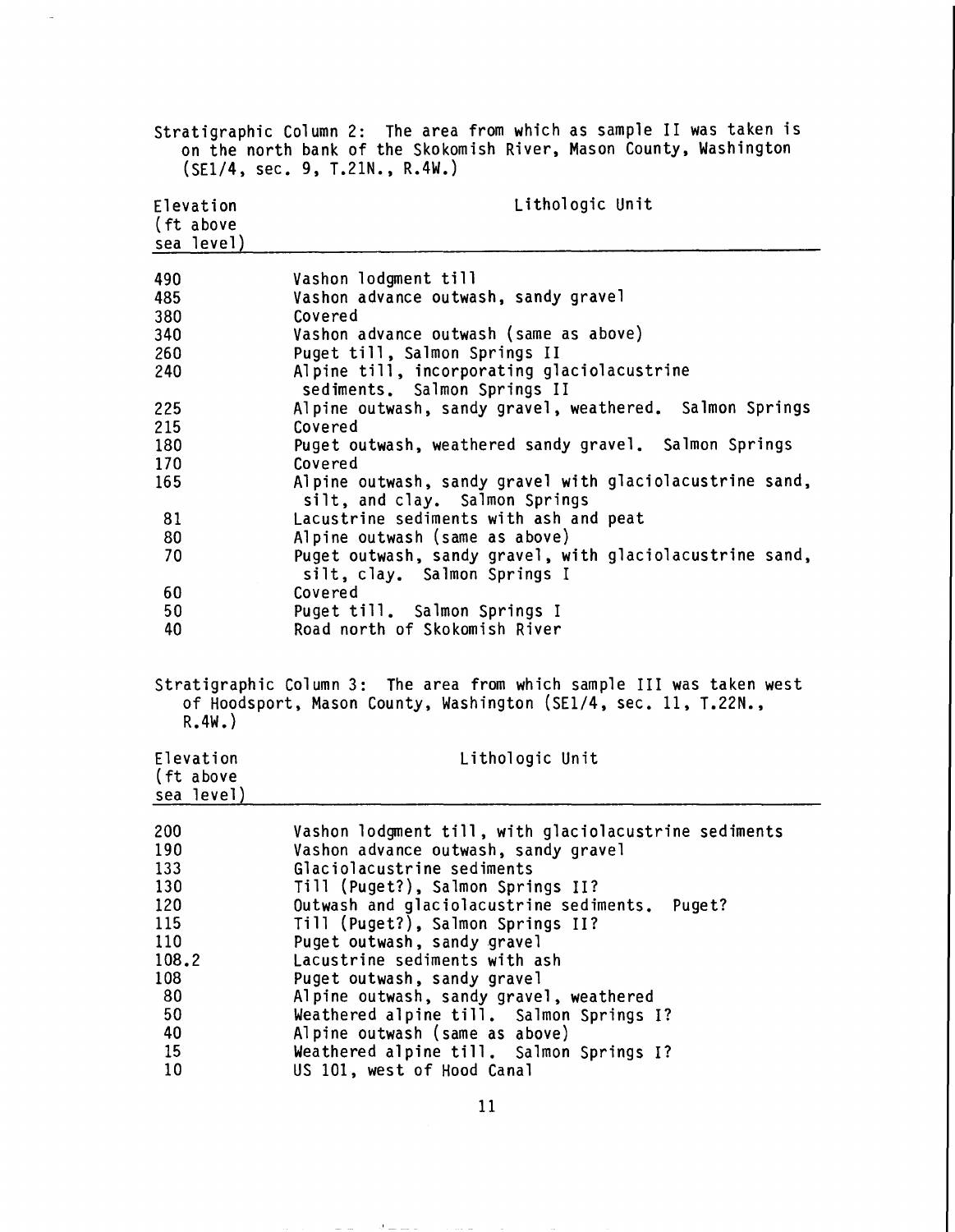Stratigraphic Column 2: The area from which as sample II was taken is on the north bank of the Skokomish River, Mason County, Washington (SE1/4, sec. 9, T.21N., R.4W.)

| Elevation (ft above sea level) | Lithologic Unit |
|---|---|
| 490 | Vashon lodgment till |
| 485 | Vashon advance outwash, sandy gravel |
| 380 | Covered |
| 340 | Vashon advance outwash (same as above) |
| 260 | Puget till, Salmon Springs II |
| 240 | Alpine till, incorporating glaciolacustrine sediments. Salmon Springs II |
| 225 | Alpine outwash, sandy gravel, weathered. Salmon Springs |
| 215 | Covered |
| 180 | Puget outwash, weathered sandy gravel. Salmon Springs |
| 170 | Covered |
| 165 | Alpine outwash, sandy gravel with glaciolacustrine sand, silt, and clay. Salmon Springs |
| 81 | Lacustrine sediments with ash and peat |
| 80 | Alpine outwash (same as above) |
| 70 | Puget outwash, sandy gravel, with glaciolacustrine sand, silt, clay. Salmon Springs I |
| 60 | Covered |
| 50 | Puget till. Salmon Springs I |
| 40 | Road north of Skokomish River |

Stratigraphic Column 3: The area from which sample III was taken west of Hoodsport, Mason County, Washington (SE1/4, sec. 11, T.22N., R.4W.)

| Elevation (ft above sea level) | Lithologic Unit |
|---|---|
| 200 | Vashon lodgment till, with glaciolacustrine sediments |
| 190 | Vashon advance outwash, sandy gravel |
| 133 | Glaciolacustrine sediments |
| 130 | Till (Puget?), Salmon Springs II? |
| 120 | Outwash and glaciolacustrine sediments. Puget? |
| 115 | Till (Puget?), Salmon Springs II? |
| 110 | Puget outwash, sandy gravel |
| 108.2 | Lacustrine sediments with ash |
| 108 | Puget outwash, sandy gravel |
| 80 | Alpine outwash, sandy gravel, weathered |
| 50 | Weathered alpine till. Salmon Springs I? |
| 40 | Alpine outwash (same as above) |
| 15 | Weathered alpine till. Salmon Springs I? |
| 10 | US 101, west of Hood Canal |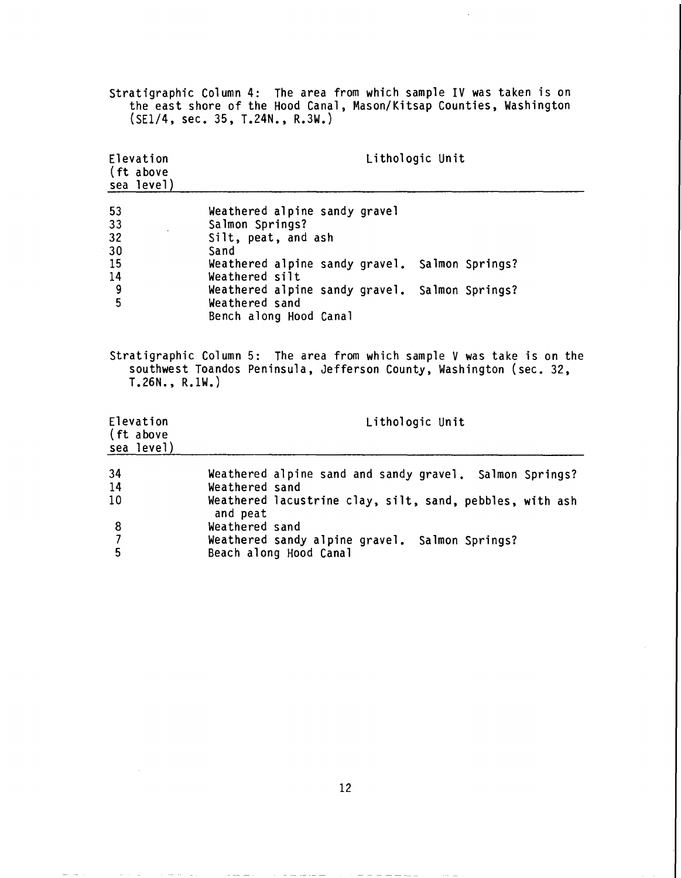Stratigraphic Column 4: The area from which sample IV was taken is on the east shore of the Hood Canal, Mason/Kitsap Counties, Washington (SE1/4, sec. 35, T.24N., R.3W.)

| Elevation (ft above sea level) | Lithologic Unit |
|---|---|
| 53 | Weathered alpine sandy gravel |
| 33 | Salmon Springs? |
| 32 | Silt, peat, and ash |
| 30 | Sand |
| 15 | Weathered alpine sandy gravel. Salmon Springs? |
| 14 | Weathered silt |
| 9 | Weathered alpine sandy gravel. Salmon Springs? |
| 5 | Weathered sand |
| | Bench along Hood Canal |

Stratigraphic Column 5: The area from which sample V was take is on the southwest Toandos Peninsula, Jefferson County, Washington (sec. 32, T.26N., R.1W.)

| Elevation (ft above sea level) | Lithologic Unit |
|---|---|
| 34 | Weathered alpine sand and sandy gravel. Salmon Springs? |
| 14 | Weathered sand |
| 10 | Weathered lacustrine clay, silt, sand, pebbles, with ash and peat |
| 8 | Weathered sand |
| 7 | Weathered sandy alpine gravel. Salmon Springs? |
| 5 | Beach along Hood Canal |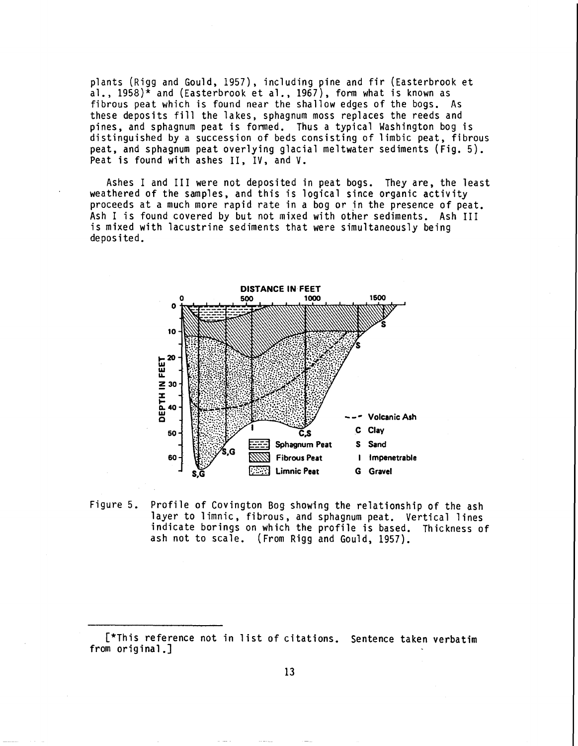plants (Rigg and Gould, 1957), including pine and fir (Easterbrook et al., 1958)* and (Easterbrook et al., 1967), form what is known as fibrous peat which is found near the shallow edges of the bogs. As these deposits fill the lakes, sphagnum moss replaces the reeds and pines, and sphagnum peat is formed. Thus a typical Washington bog is distinguished by a succession of beds consisting of limbic peat, fibrous peat, and sphagnum peat overlying glacial meltwater sediments (Fig. 5). Peat is found with ashes II, IV, and V.

Ashes I and III were not deposited in peat bogs. They are, the least weathered of the samples, and this is logical since organic activity proceeds at a much more rapid rate in a bog or in the presence of peat. Ash I is found covered by but not mixed with other sediments. Ash III is mixed with lacustrine sediments that were simultaneously being deposited.

Figure 5. Profile of Covington Bog showing the relationship of the ash layer to limnic, fibrous, and sphagnum peat. Vertical lines indicate borings on which the profile is based. Thickness of ash not to scale. (From Rigg and Gould, 1957).

[*This reference not in list of citations. Sentence taken verbatim from original.]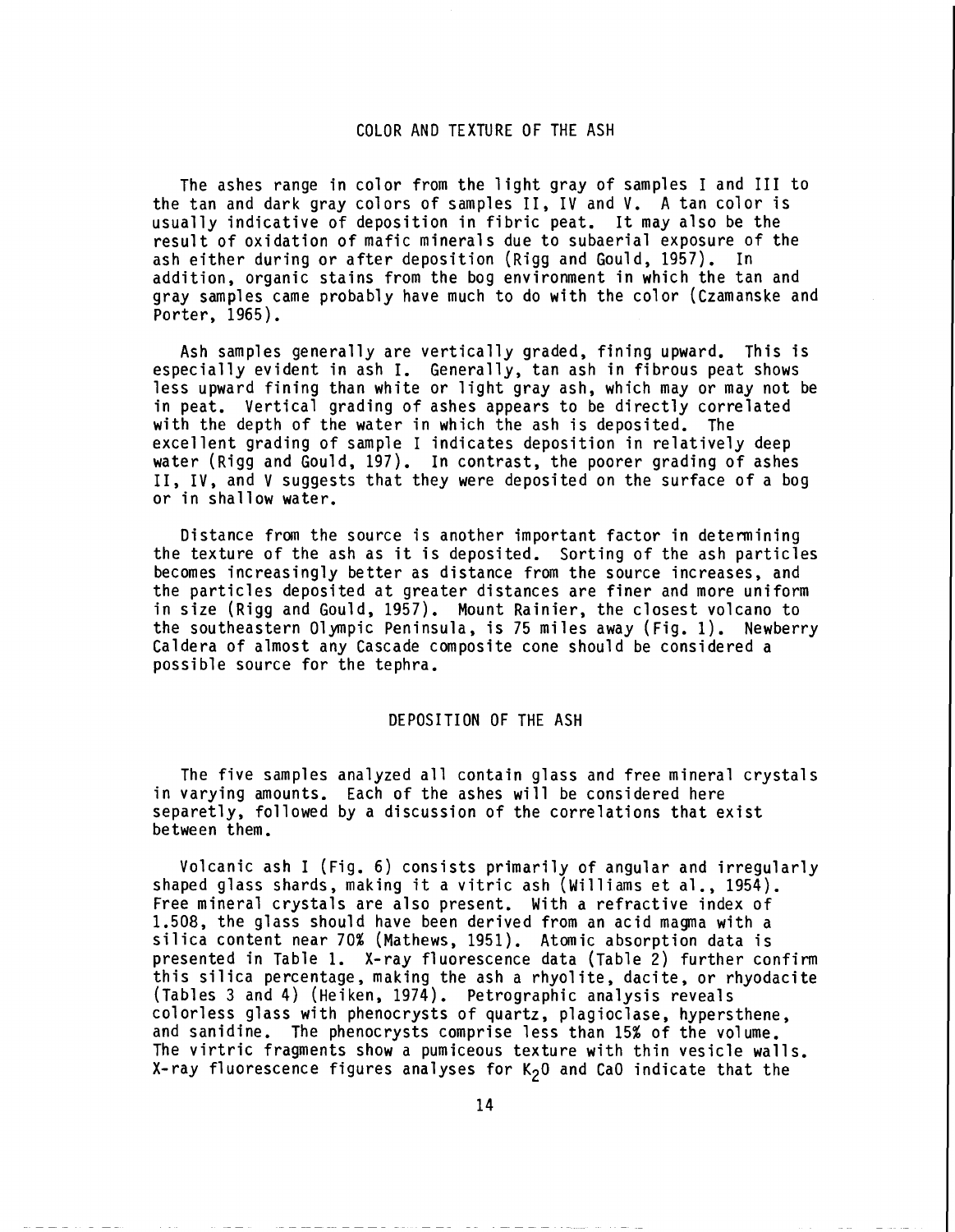## COLOR AND TEXTURE OF THE ASH

The ashes range in color from the light gray of samples I and III to the tan and dark gray colors of samples II, IV and V. A tan color is usually indicative of deposition in fibric peat. It may also be the result of oxidation of mafic minerals due to subaerial exposure of the ash either during or after deposition (Rigg and Gould, 1957). In addition, organic stains from the bog environment in which the tan and gray samples came probably have much to do with the color (Czamanske and Porter, 1965).

Ash samples generally are vertically graded, fining upward. This is especially evident in ash I. Generally, tan ash in fibrous peat shows less upward fining than white or light gray ash, which may or may not be in peat. Vertical grading of ashes appears to be directly correlated with the depth of the water in which the ash is deposited. The excellent grading of sample I indicates deposition in relatively deep water (Rigg and Gould, 197). In contrast, the poorer grading of ashes II, IV, and V suggests that they were deposited on the surface of a bog or in shallow water.

Distance from the source is another important factor in determining the texture of the ash as it is deposited. Sorting of the ash particles becomes increasingly better as distance from the source increases, and the particles deposited at greater distances are finer and more uniform in size (Rigg and Gould, 1957). Mount Rainier, the closest volcano to the southeastern Olympic Peninsula, is 75 miles away (Fig. 1). Newberry Caldera of almost any Cascade composite cone should be considered a possible source for the tephra.

## DEPOSITION OF THE ASH

The five samples analyzed all contain glass and free mineral crystals in varying amounts. Each of the ashes will be considered here separetly, followed by a discussion of the correlations that exist between them.

Volcanic ash I (Fig. 6) consists primarily of angular and irregularly shaped glass shards, making it a vitric ash (Williams et al., 1954). Free mineral crystals are also present. With a refractive index of 1.508, the glass should have been derived from an acid magma with a silica content near 70% (Mathews, 1951). Atomic absorption data is presented in Table 1. X-ray fluorescence data (Table 2) further confirm this silica percentage, making the ash a rhyolite, dacite, or rhyodacite (Tables 3 and 4) (Heiken, 1974). Petrographic analysis reveals colorless glass with phenocrysts of quartz, plagioclase, hypersthene, and sanidine. The phenocrysts comprise less than 15% of the volume. The virtric fragments show a pumiceous texture with thin vesicle walls. X-ray fluorescence figures analyses for $K_2O$ and CaO indicate that the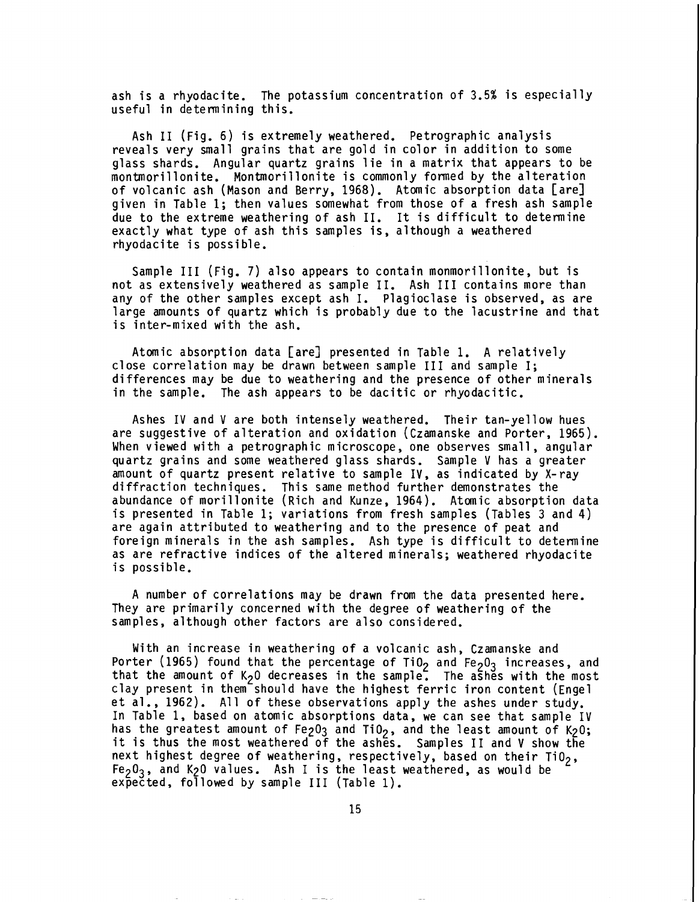ash is a rhyodacite. The potassium concentration of 3.5% is especially useful in determining this.

Ash II (Fig. 6) is extremely weathered. Petrographic analysis reveals very small grains that are gold in color in addition to some glass shards. Angular quartz grains lie in a matrix that appears to be montmorillonite. Montmorillonite is commonly formed by the alteration of volcanic ash (Mason and Berry, 1968). Atomic absorption data [are] given in Table 1; then values somewhat from those of a fresh ash sample due to the extreme weathering of ash II. It is difficult to determine exactly what type of ash this samples is, although a weathered rhyodacite is possible.

Sample III (Fig. 7) also appears to contain monmorillonite, but is not as extensively weathered as sample II. Ash III contains more than any of the other samples except ash I. Plagioclase is observed, as are large amounts of quartz which is probably due to the lacustrine and that is inter-mixed with the ash.

Atomic absorption data [are] presented in Table 1. A relatively close correlation may be drawn between sample III and sample I; differences may be due to weathering and the presence of other minerals in the sample. The ash appears to be dacitic or rhyodacitic.

Ashes IV and V are both intensely weathered. Their tan-yellow hues are suggestive of alteration and oxidation (Czamanske and Porter, 1965). When viewed with a petrographic microscope, one observes small, angular quartz grains and some weathered glass shards. Sample V has a greater amount of quartz present relative to sample IV, as indicated by X-ray diffraction techniques. This same method further demonstrates the abundance of morillonite (Rich and Kunze, 1964). Atomic absorption data is presented in Table 1; variations from fresh samples (Tables 3 and 4) are again attributed to weathering and to the presence of peat and foreign minerals in the ash samples. Ash type is difficult to determine as are refractive indices of the altered minerals; weathered rhyodacite is possible.

A number of correlations may be drawn from the data presented here. They are primarily concerned with the degree of weathering of the samples, although other factors are also considered.

With an increase in weathering of a volcanic ash, Czamanske and Porter (1965) found that the percentage of $TiO_2$ and $Fe_2O_3$ increases, and that the amount of $K_2O$ decreases in the sample. The ashes with the most clay present in them should have the highest ferric iron content (Engel et al., 1962). All of these observations apply the ashes under study. In Table 1, based on atomic absorptions data, we can see that sample IV has the greatest amount of $Fe_2O_3$ and $TiO_2$, and the least amount of $K_2O$; it is thus the most weathered of the ashes. Samples II and V show the next highest degree of weathering, respectively, based on their $TiO_2$, $Fe_2O_3$, and $K_2O$ values. Ash I is the least weathered, as would be expected, followed by sample III (Table 1).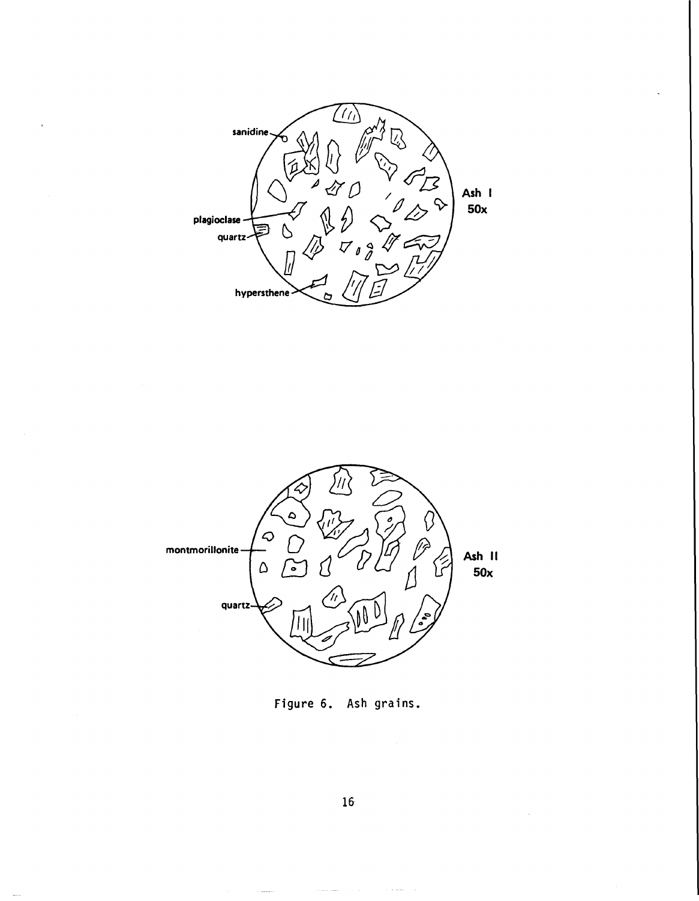Figure 6. Ash grains.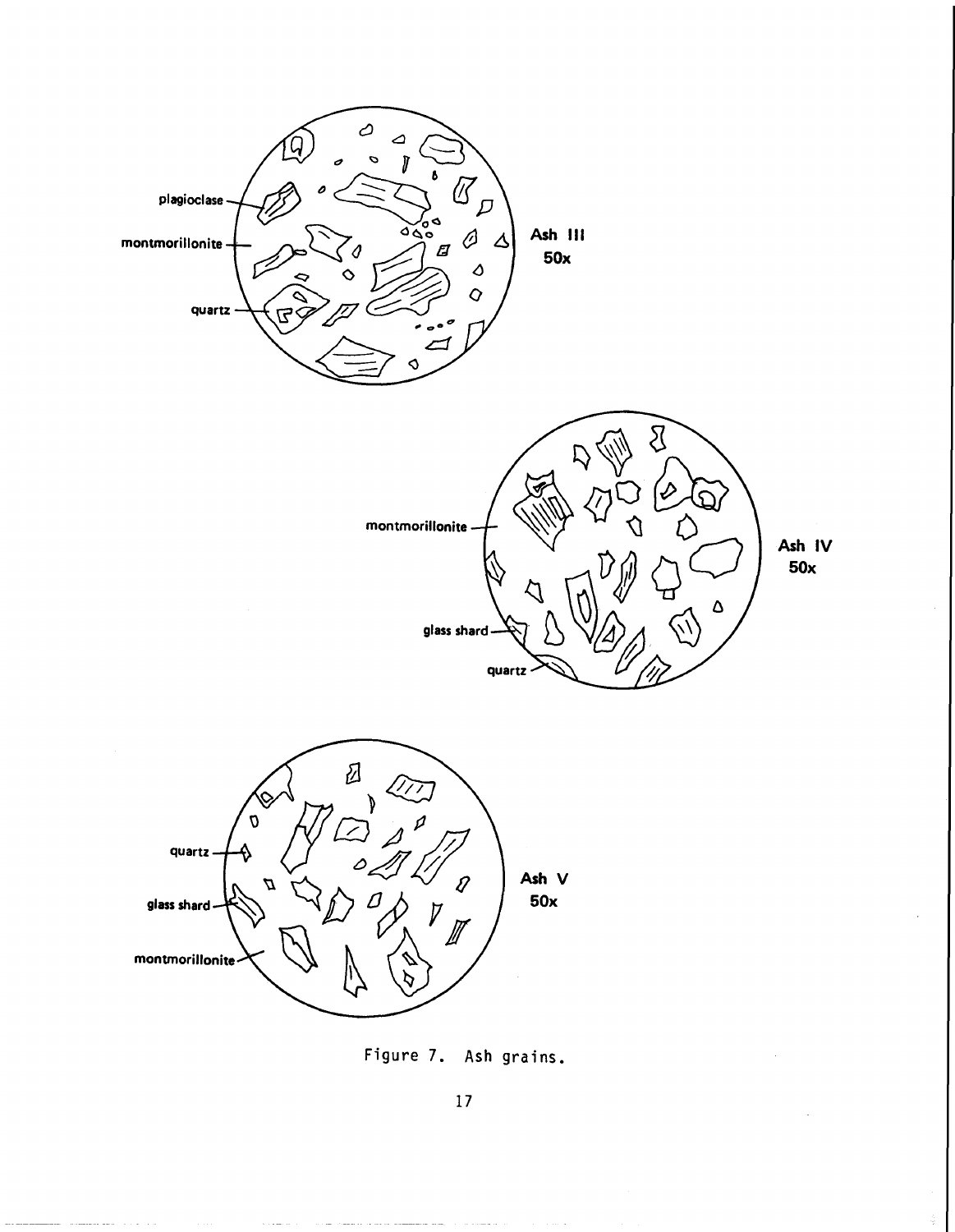Figure 7. Ash grains.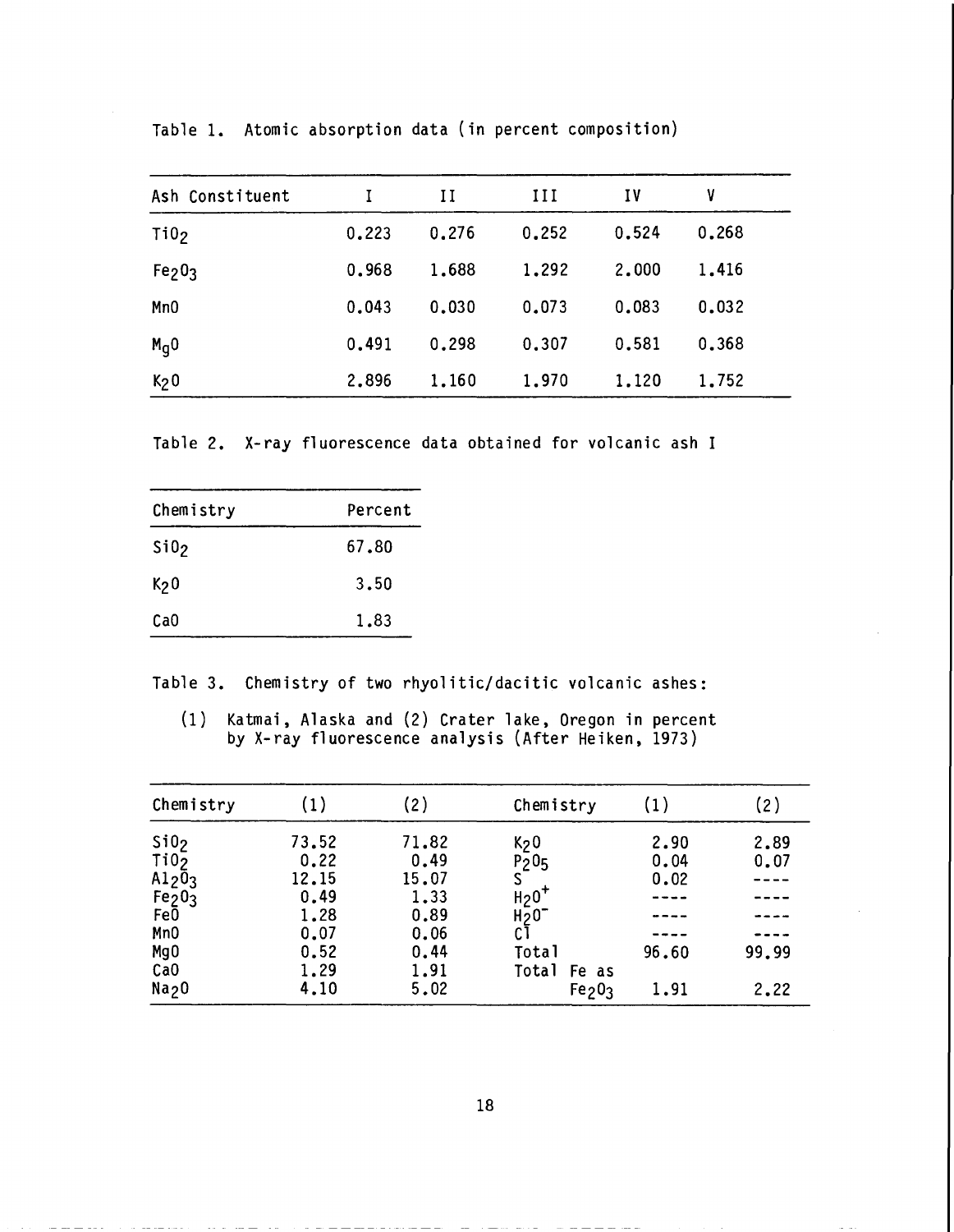Table 1. Atomic absorption data (in percent composition)

| Ash Constituent | I | II | III | IV | V |
|---|---|---|---|---|---|
| $TiO_2$ | 0.223 | 0.276 | 0.252 | 0.524 | 0.268 |
| $Fe_2O_3$ | 0.968 | 1.688 | 1.292 | 2.000 | 1.416 |
| MnO | 0.043 | 0.030 | 0.073 | 0.083 | 0.032 |
| $M_gO$ | 0.491 | 0.298 | 0.307 | 0.581 | 0.368 |
| $K_2O$ | 2.896 | 1.160 | 1.970 | 1.120 | 1.752 |

Table 2. X-ray fluorescence data obtained for volcanic ash I

| Chemistry | Percent |
|---|---|
| $SiO_2$ | 67.80 |
| $K_2O$ | 3.50 |
| CaO | 1.83 |

Table 3. Chemistry of two rhyolitic/dacitic volcanic ashes:

(1) Katmai, Alaska and (2) Crater lake, Oregon in percent by X-ray fluorescence analysis (After Heiken, 1973)

| Chemistry | (1) | (2) | Chemistry | (1) | (2) |
|---|---|---|---|---|---|
| $SiO_2$ | 73.52 | 71.82 | $K_2O$ | 2.90 | 2.89 |
| $TiO_2$ | 0.22 | 0.49 | $P_2O_5$ | 0.04 | 0.07 |
| $Al_2O_3$ | 12.15 | 15.07 | S | 0.02 | ---- |
| $Fe_2O_3$ | 0.49 | 1.33 | $H_2O^+$ | ---- | ---- |
| FeO | 1.28 | 0.89 | $H_2O^-$ | ---- | ---- |
| MnO | 0.07 | 0.06 | Cl | ---- | ---- |
| MgO | 0.52 | 0.44 | Total | 96.60 | 99.99 |
| CaO | 1.29 | 1.91 | Total Fe as | | |
| $Na_2O$ | 4.10 | 5.02 | $Fe_2O_3$ | 1.91 | 2.22 |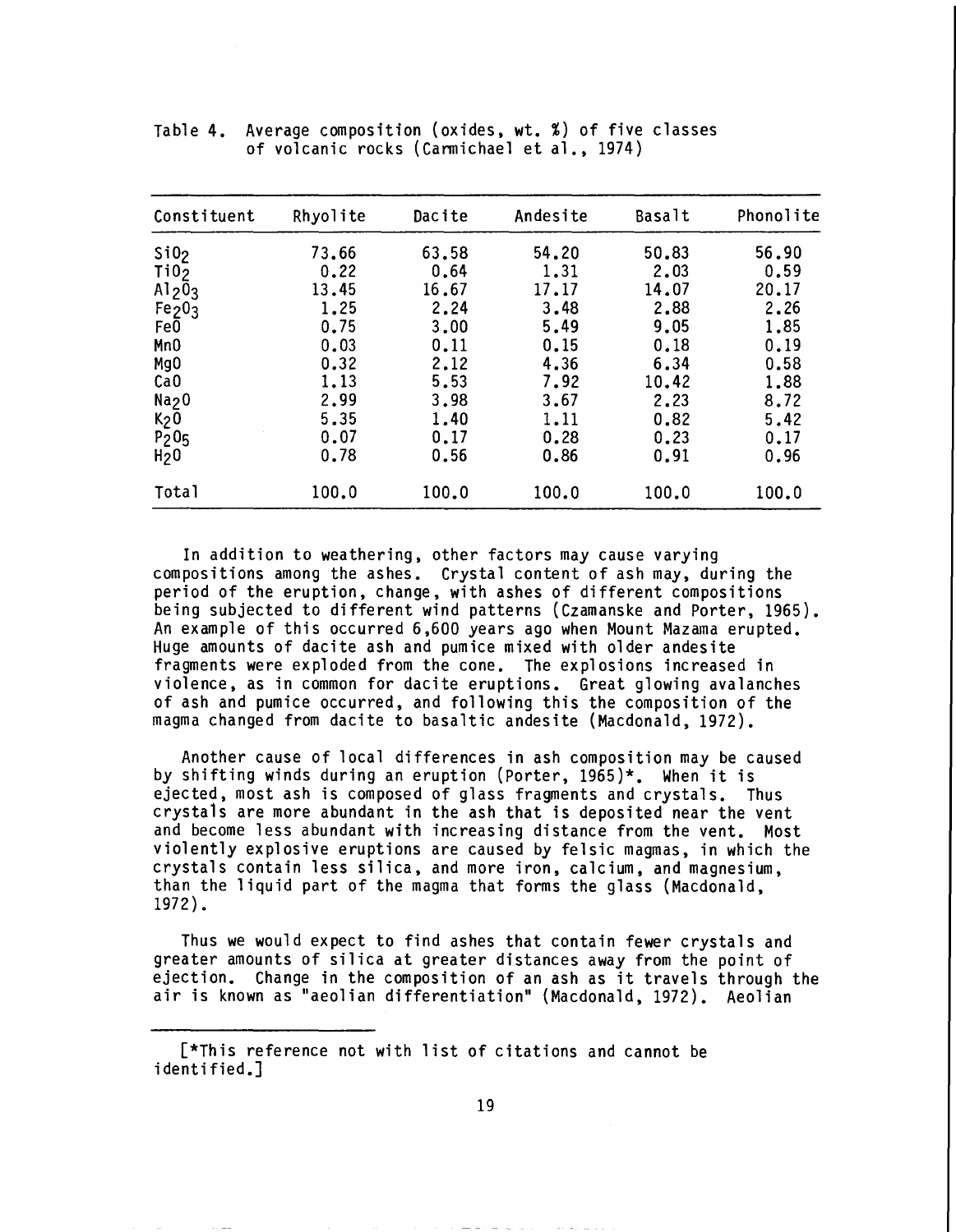Table 4. Average composition (oxides, wt. %) of five classes of volcanic rocks (Carmichael et al., 1974)

| Constituent | Rhyolite | Dacite | Andesite | Basalt | Phonolite |
|---|---|---|---|---|---|
| $SiO_2$ | 73.66 | 63.58 | 54.20 | 50.83 | 56.90 |
| $TiO_2$ | 0.22 | 0.64 | 1.31 | 2.03 | 0.59 |
| $Al_2O_3$ | 13.45 | 16.67 | 17.17 | 14.07 | 20.17 |
| $Fe_2O_3$ | 1.25 | 2.24 | 3.48 | 2.88 | 2.26 |
| FeO | 0.75 | 3.00 | 5.49 | 9.05 | 1.85 |
| MnO | 0.03 | 0.11 | 0.15 | 0.18 | 0.19 |
| MgO | 0.32 | 2.12 | 4.36 | 6.34 | 0.58 |
| CaO | 1.13 | 5.53 | 7.92 | 10.42 | 1.88 |
| $Na_2O$ | 2.99 | 3.98 | 3.67 | 2.23 | 8.72 |
| $K_2O$ | 5.35 | 1.40 | 1.11 | 0.82 | 5.42 |
| $P_2O_5$ | 0.07 | 0.17 | 0.28 | 0.23 | 0.17 |
| $H_2O$ | 0.78 | 0.56 | 0.86 | 0.91 | 0.96 |
| Total | 100.0 | 100.0 | 100.0 | 100.0 | 100.0 |

In addition to weathering, other factors may cause varying compositions among the ashes. Crystal content of ash may, during the period of the eruption, change, with ashes of different compositions being subjected to different wind patterns (Czamanske and Porter, 1965). An example of this occurred 6,600 years ago when Mount Mazama erupted. Huge amounts of dacite ash and pumice mixed with older andesite fragments were exploded from the cone. The explosions increased in violence, as in common for dacite eruptions. Great glowing avalanches of ash and pumice occurred, and following this the composition of the magma changed from dacite to basaltic andesite (Macdonald, 1972).

Another cause of local differences in ash composition may be caused by shifting winds during an eruption (Porter, 1965)*. When it is ejected, most ash is composed of glass fragments and crystals. Thus crystals are more abundant in the ash that is deposited near the vent and become less abundant with increasing distance from the vent. Most violently explosive eruptions are caused by felsic magmas, in which the crystals contain less silica, and more iron, calcium, and magnesium, than the liquid part of the magma that forms the glass (Macdonald, 1972).

Thus we would expect to find ashes that contain fewer crystals and greater amounts of silica at greater distances away from the point of ejection. Change in the composition of an ash as it travels through the air is known as "aeolian differentiation" (Macdonald, 1972). Aeolian

[*This reference not with list of citations and cannot be identified.]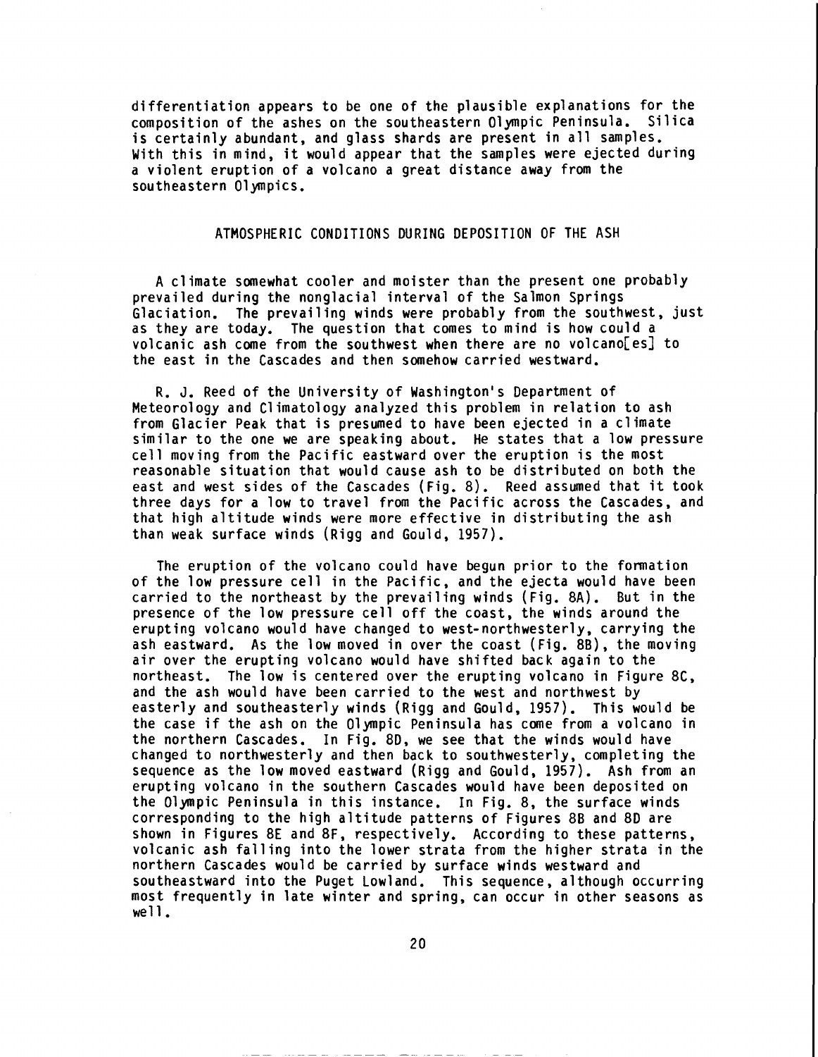differentiation appears to be one of the plausible explanations for the composition of the ashes on the southeastern Olympic Peninsula. Silica is certainly abundant, and glass shards are present in all samples. With this in mind, it would appear that the samples were ejected during a violent eruption of a volcano a great distance away from the southeastern Olympics.

## ATMOSPHERIC CONDITIONS DURING DEPOSITION OF THE ASH

A climate somewhat cooler and moister than the present one probably prevailed during the nonglacial interval of the Salmon Springs Glaciation. The prevailing winds were probably from the southwest, just as they are today. The question that comes to mind is how could a volcanic ash come from the southwest when there are no volcano[es] to the east in the Cascades and then somehow carried westward.

R. J. Reed of the University of Washington's Department of Meteorology and Climatology analyzed this problem in relation to ash from Glacier Peak that is presumed to have been ejected in a climate similar to the one we are speaking about. He states that a low pressure cell moving from the Pacific eastward over the eruption is the most reasonable situation that would cause ash to be distributed on both the east and west sides of the Cascades (Fig. 8). Reed assumed that it took three days for a low to travel from the Pacific across the Cascades, and that high altitude winds were more effective in distributing the ash than weak surface winds (Rigg and Gould, 1957).

The eruption of the volcano could have begun prior to the formation of the low pressure cell in the Pacific, and the ejecta would have been carried to the northeast by the prevailing winds (Fig. 8A). But in the presence of the low pressure cell off the coast, the winds around the erupting volcano would have changed to west-northwesterly, carrying the ash eastward. As the low moved in over the coast (Fig. 8B), the moving air over the erupting volcano would have shifted back again to the northeast. The low is centered over the erupting volcano in Figure 8C, and the ash would have been carried to the west and northwest by easterly and southeasterly winds (Rigg and Gould, 1957). This would be the case if the ash on the Olympic Peninsula has come from a volcano in the northern Cascades. In Fig. 8D, we see that the winds would have changed to northwesterly and then back to southwesterly, completing the sequence as the low moved eastward (Rigg and Gould, 1957). Ash from an erupting volcano in the southern Cascades would have been deposited on the Olympic Peninsula in this instance. In Fig. 8, the surface winds corresponding to the high altitude patterns of Figures 8B and 8D are shown in Figures 8E and 8F, respectively. According to these patterns, volcanic ash falling into the lower strata from the higher strata in the northern Cascades would be carried by surface winds westward and southeastward into the Puget Lowland. This sequence, although occurring most frequently in late winter and spring, can occur in other seasons as well.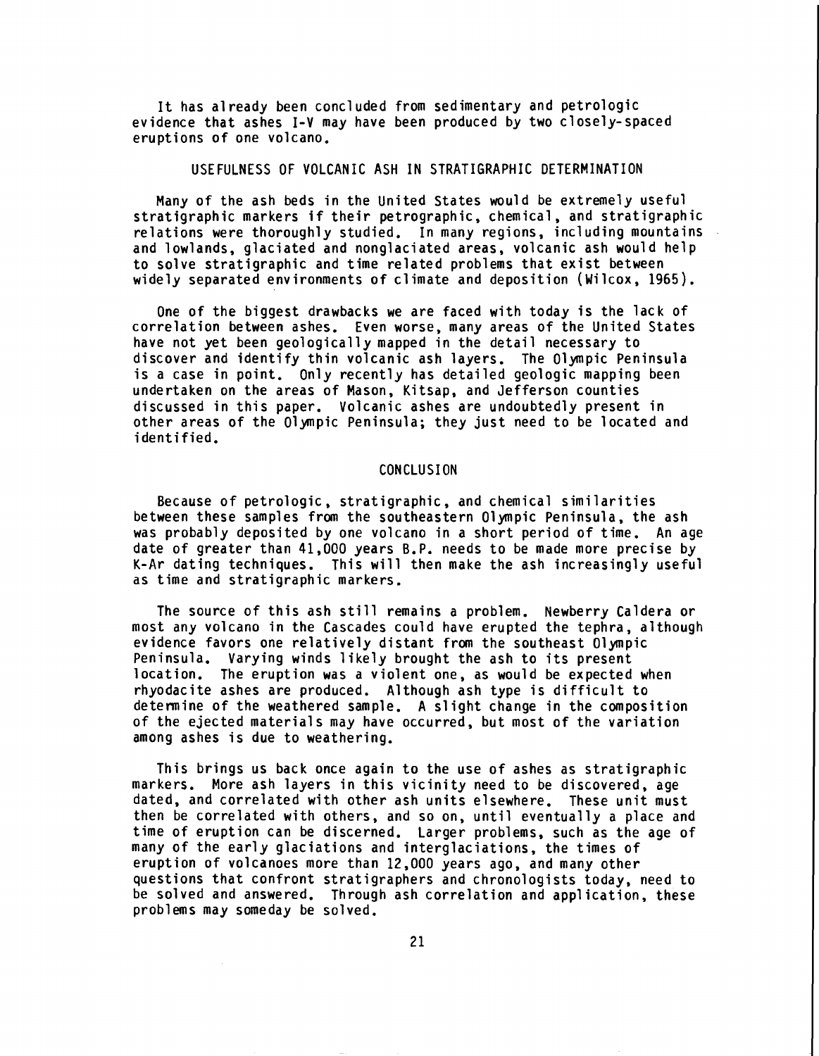It has already been concluded from sedimentary and petrologic evidence that ashes I-V may have been produced by two closely-spaced eruptions of one volcano.

## USEFULNESS OF VOLCANIC ASH IN STRATIGRAPHIC DETERMINATION

Many of the ash beds in the United States would be extremely useful stratigraphic markers if their petrographic, chemical, and stratigraphic relations were thoroughly studied. In many regions, including mountains and lowlands, glaciated and nonglaciated areas, volcanic ash would help to solve stratigraphic and time related problems that exist between widely separated environments of climate and deposition (Wilcox, 1965).

One of the biggest drawbacks we are faced with today is the lack of correlation between ashes. Even worse, many areas of the United States have not yet been geologically mapped in the detail necessary to discover and identify thin volcanic ash layers. The Olympic Peninsula is a case in point. Only recently has detailed geologic mapping been undertaken on the areas of Mason, Kitsap, and Jefferson counties discussed in this paper. Volcanic ashes are undoubtedly present in other areas of the Olympic Peninsula; they just need to be located and identified.

## CONCLUSION

Because of petrologic, stratigraphic, and chemical similarities between these samples from the southeastern Olympic Peninsula, the ash was probably deposited by one volcano in a short period of time. An age date of greater than 41,000 years B.P. needs to be made more precise by K-Ar dating techniques. This will then make the ash increasingly useful as time and stratigraphic markers.

The source of this ash still remains a problem. Newberry Caldera or most any volcano in the Cascades could have erupted the tephra, although evidence favors one relatively distant from the southeast Olympic Peninsula. Varying winds likely brought the ash to its present location. The eruption was a violent one, as would be expected when rhyodacite ashes are produced. Although ash type is difficult to determine of the weathered sample. A slight change in the composition of the ejected materials may have occurred, but most of the variation among ashes is due to weathering.

This brings us back once again to the use of ashes as stratigraphic markers. More ash layers in this vicinity need to be discovered, age dated, and correlated with other ash units elsewhere. These unit must then be correlated with others, and so on, until eventually a place and time of eruption can be discerned. Larger problems, such as the age of many of the early glaciations and interglaciations, the times of eruption of volcanoes more than 12,000 years ago, and many other questions that confront stratigraphers and chronologists today, need to be solved and answered. Through ash correlation and application, these problems may someday be solved.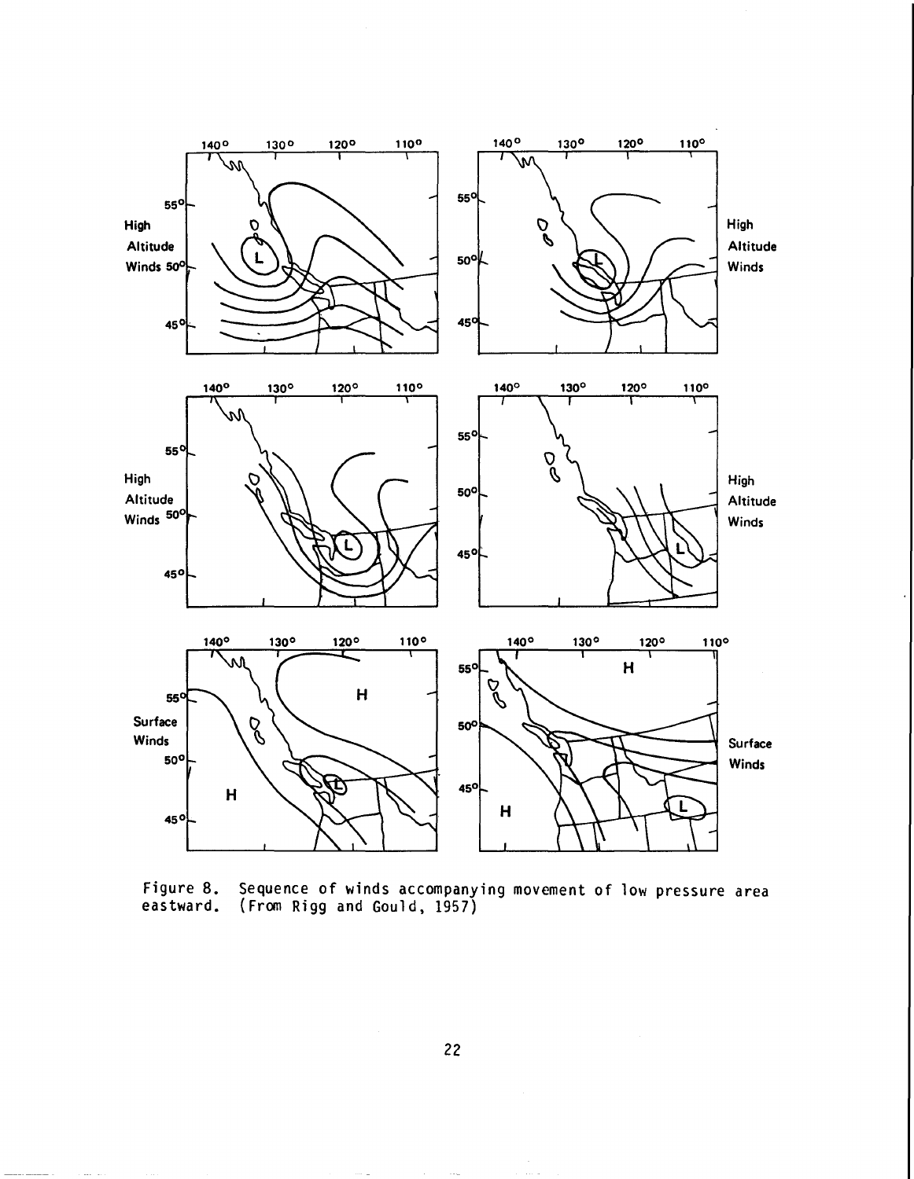Figure 8. Sequence of winds accompanying movement of low pressure area eastward. (From Rigg and Gould, 1957)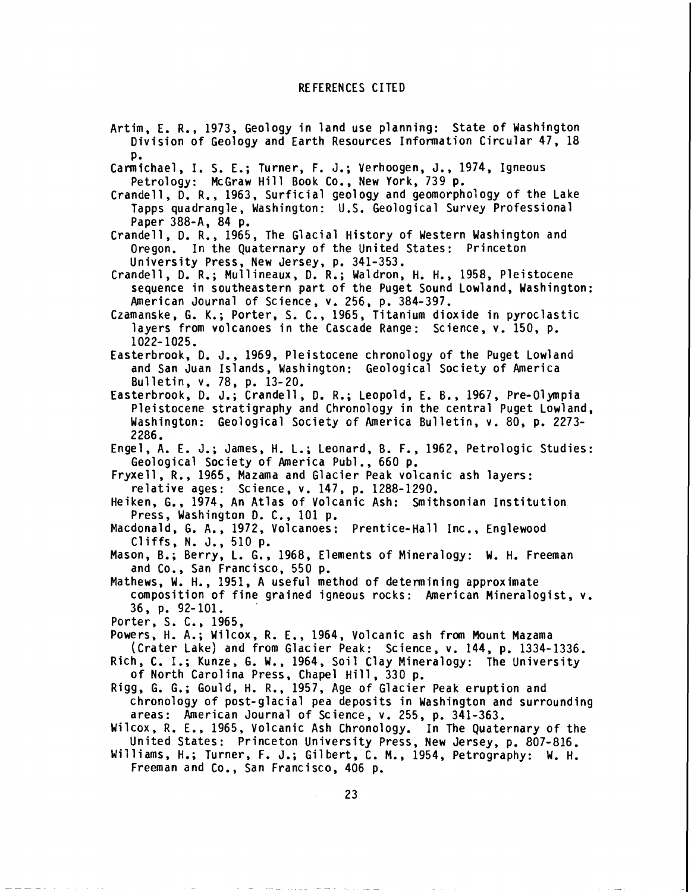# REFERENCES CITED

Artim, E. R., 1973, Geology in land use planning: State of Washington Division of Geology and Earth Resources Information Circular 47, 18 p.

Carmichael, I. S. E.; Turner, F. J.; Verhoogen, J., 1974, Igneous Petrology: McGraw Hill Book Co., New York, 739 p.

Crandell, D. R., 1963, Surficial geology and geomorphology of the Lake Tapps quadrangle, Washington: U.S. Geological Survey Professional Paper 388-A, 84 p.

Crandell, D. R., 1965, The Glacial History of Western Washington and Oregon. In the Quaternary of the United States: Princeton University Press, New Jersey, p. 341-353.

Crandell, D. R.; Mullineaux, D. R.; Waldron, H. H., 1958, Pleistocene sequence in southeastern part of the Puget Sound Lowland, Washington: American Journal of Science, v. 256, p. 384-397.

Czamanske, G. K.; Porter, S. C., 1965, Titanium dioxide in pyroclastic layers from volcanoes in the Cascade Range: Science, v. 150, p. 1022-1025.

Easterbrook, D. J., 1969, Pleistocene chronology of the Puget Lowland and San Juan Islands, Washington: Geological Society of America Bulletin, v. 78, p. 13-20.

Easterbrook, D. J.; Crandell, D. R.; Leopold, E. B., 1967, Pre-Olympia Pleistocene stratigraphy and Chronology in the central Puget Lowland, Washington: Geological Society of America Bulletin, v. 80, p. 2273-2286.

Engel, A. E. J.; James, H. L.; Leonard, B. F., 1962, Petrologic Studies: Geological Society of America Publ., 660 p.

Fryxell, R., 1965, Mazama and Glacier Peak volcanic ash layers: relative ages: Science, v. 147, p. 1288-1290.

Heiken, G., 1974, An Atlas of Volcanic Ash: Smithsonian Institution Press, Washington D. C., 101 p.

Macdonald, G. A., 1972, Volcanoes: Prentice-Hall Inc., Englewood Cliffs, N. J., 510 p.

Mason, B.; Berry, L. G., 1968, Elements of Mineralogy: W. H. Freeman and Co., San Francisco, 550 p.

Mathews, W. H., 1951, A useful method of determining approximate composition of fine grained igneous rocks: American Mineralogist, v. 36, p. 92-101.

Porter, S. C., 1965,

Powers, H. A.; Wilcox, R. E., 1964, Volcanic ash from Mount Mazama (Crater Lake) and from Glacier Peak: Science, v. 144, p. 1334-1336.

Rich, C. I.; Kunze, G. W., 1964, Soil Clay Mineralogy: The University of North Carolina Press, Chapel Hill, 330 p.

Rigg, G. G.; Gould, H. R., 1957, Age of Glacier Peak eruption and chronology of post-glacial pea deposits in Washington and surrounding areas: American Journal of Science, v. 255, p. 341-363.

Wilcox, R. E., 1965, Volcanic Ash Chronology. In The Quaternary of the United States: Princeton University Press, New Jersey, p. 807-816.

Williams, H.; Turner, F. J.; Gilbert, C. M., 1954, Petrography: W. H. Freeman and Co., San Francisco, 406 p.